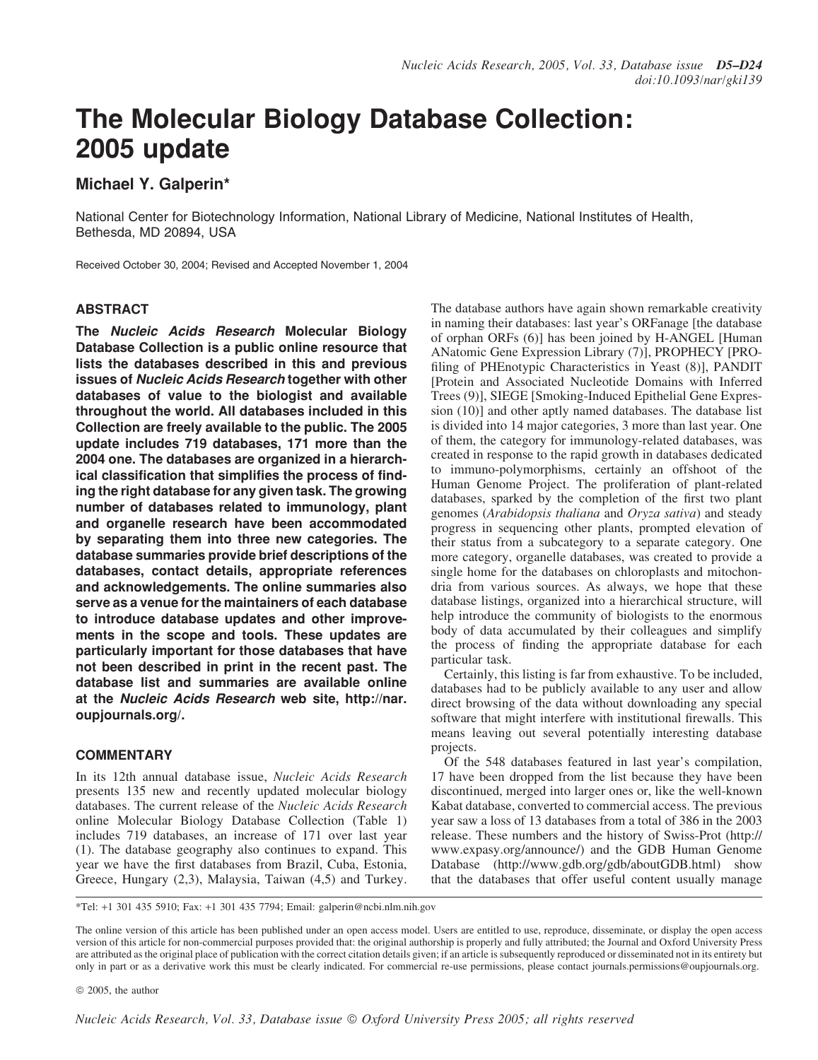# The Molecular Biology Database Collection: 2005 update

**Michael Y. Galperin***

National Center for Biotechnology Information, National Library of Medicine, National Institutes of Health, Bethesda, MD 20894, USA

Received October 30, 2004; Revised and Accepted November 1, 2004

## ABSTRACT

**The *Nucleic Acids Research* Molecular Biology Database Collection is a public online resource that lists the databases described in this and previous issues of *Nucleic Acids Research* together with other databases of value to the biologist and available throughout the world. All databases included in this Collection are freely available to the public. The 2005 update includes 719 databases, 171 more than the 2004 one. The databases are organized in a hierarchical classification that simplifies the process of finding the right database for any given task. The growing number of databases related to immunology, plant and organelle research have been accommodated by separating them into three new categories. The database summaries provide brief descriptions of the databases, contact details, appropriate references and acknowledgements. The online summaries also serve as a venue for the maintainers of each database to introduce database updates and other improvements in the scope and tools. These updates are particularly important for those databases that have not been described in print in the recent past. The database list and summaries are available online at the *Nucleic Acids Research* web site, http://nar.oupjournals.org/.**

## COMMENTARY

In its 12th annual database issue, *Nucleic Acids Research* presents 135 new and recently updated molecular biology databases. The current release of the *Nucleic Acids Research* online Molecular Biology Database Collection (Table 1) includes 719 databases, an increase of 171 over last year (1). The database geography also continues to expand. This year we have the first databases from Brazil, Cuba, Estonia, Greece, Hungary (2,3), Malaysia, Taiwan (4,5) and Turkey. The database authors have again shown remarkable creativity in naming their databases: last year's ORFanage [the database of orphan ORFs (6)] has been joined by H-ANGEL [Human ANatomic Gene Expression Library (7)], PROPHECY [PROfiling of PHEnotypic Characteristics in Yeast (8)], PANDIT [Protein and Associated Nucleotide Domains with Inferred Trees (9)], SIEGE [Smoking-Induced Epithelial Gene Expression (10)] and other aptly named databases. The database list is divided into 14 major categories, 3 more than last year. One of them, the category for immunology-related databases, was created in response to the rapid growth in databases dedicated to immuno-polymorphisms, certainly an offshoot of the Human Genome Project. The proliferation of plant-related databases, sparked by the completion of the first two plant genomes (*Arabidopsis thaliana* and *Oryza sativa*) and steady progress in sequencing other plants, prompted elevation of their status from a subcategory to a separate category. One more category, organelle databases, was created to provide a single home for the databases on chloroplasts and mitochondria from various sources. As always, we hope that these database listings, organized into a hierarchical structure, will help introduce the community of biologists to the enormous body of data accumulated by their colleagues and simplify the process of finding the appropriate database for each particular task.

Certainly, this listing is far from exhaustive. To be included, databases had to be publicly available to any user and allow direct browsing of the data without downloading any special software that might interfere with institutional firewalls. This means leaving out several potentially interesting database projects.

Of the 548 databases featured in last year's compilation, 17 have been dropped from the list because they have been discontinued, merged into larger ones or, like the well-known Kabat database, converted to commercial access. The previous year saw a loss of 13 databases from a total of 386 in the 2003 release. These numbers and the history of Swiss-Prot (http://www.expasy.org/announce/) and the GDB Human Genome Database (http://www.gdb.org/gdb/aboutGDB.html) show that the databases that offer useful content usually manage

*Tel: +1 301 435 5910; Fax: +1 301 435 7794; Email: galperin@ncbi.nlm.nih.gov

The online version of this article has been published under an open access model. Users are entitled to use, reproduce, disseminate, or display the open access version of this article for non-commercial purposes provided that: the original authorship is properly and fully attributed; the Journal and Oxford University Press are attributed as the original place of publication with the correct citation details given; if an article is subsequently reproduced or disseminated not in its entirety but only in part or as a derivative work this must be clearly indicated. For commercial re-use permissions, please contact journals.permissions@oupjournals.org.

© 2005, the author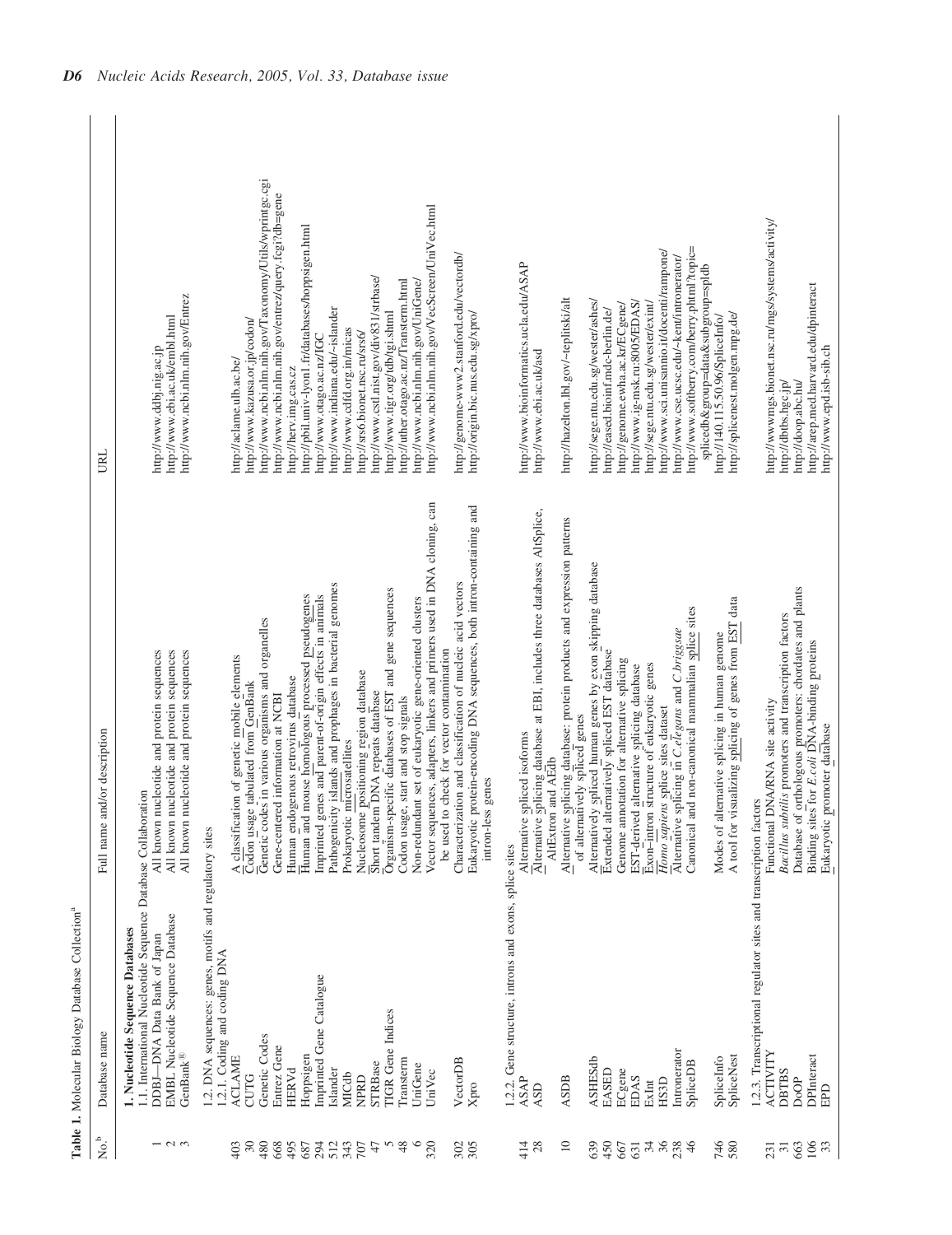**Table 1.** Molecular Biology Database Collection[a]

| No.[b] | Database name | Full name and/or description | URL |
|---|---|---|---|
| | **1. Nucleotide Sequence Databases** | | |
| | 1.1. International Nucleotide Sequence Database Collaboration | | |
| 1 | DDBJ—DNA Data Bank of Japan | All known nucleotide and protein sequences | http://www.ddbj.nig.ac.jp |
| 2 | EMBL Nucleotide Sequence Database | All known nucleotide and protein sequences | http://www.ebi.ac.uk/embl.html |
| 3 | GenBank® | All known nucleotide and protein sequences | http://www.ncbi.nlm.nih.gov/Entrez |
| | 1.2. DNA sequences: genes, motifs and regulatory sites | | |
| | 1.2.1. Coding and coding DNA | | |
| 403 | ACLAME | A classification of genetic mobile elements | http://aclame.ulb.ac.be/ |
| 30 | CUTG | Codon usage tabulated from GenBank | http://www.kazusa.or.jp/codon/ |
| 480 | Genetic Codes | Genetic codes in various organisms and organelles | http://www.ncbi.nlm.nih.gov/Taxonomy/Utils/wprintgc.cgi |
| 668 | Entrez Gene | Gene-centered information at NCBI | http://www.ncbi.nlm.nih.gov/entrez/query.fcgi?db=gene |
| 495 | HERVd | Human endogenous retrovirus database | http://herv.img.cas.cz |
| 687 | Hoppsigen | Human and mouse homologous processed pseudogenes | http://pbil.univ-lyon1.fr/databases/hoppsigen.html |
| 294 | Imprinted Gene Catalogue | Imprinted genes and parent-of-origin effects in animals | http://www.otago.ac.nz/IGC |
| 512 | Islander | Pathogenicity islands and prophages in bacterial genomes | http://www.indiana.edu/~islander |
| 343 | MICdb | Prokaryotic microsatellites | http://www.cdfd.org.in/micas |
| 707 | NPRD | Nucleosome positioning region database | http://srs6.bionet.nsc.ru/srs6/ |
| 47 | STRBase | Short tandem DNA repeats database | http://www.cstl.nist.gov/div831/strbase/ |
| 5 | TIGR Gene Indices | Organism-specific databases of EST and gene sequences | http://www.tigr.org/tdb/tgi.shtml |
| 48 | Transterm | Codon usage, start and stop signals | http://uther.otago.ac.nz/Transterm.html |
| 6 | UniGene | Non-redundant set of eukaryotic gene-oriented clusters | http://www.ncbi.nlm.nih.gov/UniGene/ |
| 320 | UniVec | Vector sequences, adapters, linkers and primers used in DNA cloning, can be used to check for vector contamination | http://www.ncbi.nlm.nih.gov/VecScreen/UniVec.html |
| 302 | VectorDB | Characterization and classification of nucleic acid vectors | http://genome-www2.stanford.edu/vectordb/ |
| 305 | Xpro | Eukaryotic protein-encoding DNA sequences, both intron-containing and intron-less genes | http://origin.bic.nus.edu.sg/xpro/ |
| | 1.2.2. Gene structure, introns and exons, splice sites | | |
| 414 | ASAP | Alternative spliced isoforms | http://www.bioinformatics.ucla.edu/ASAP |
| 28 | ASD | Alternative splicing database at EBI, includes three databases AltSplice, AltExtron and AEdb | http://www.ebi.ac.uk/asd |
| 10 | ASDB | Alternative splicing database: protein products and expression patterns of alternatively spliced genes | http://hazelton.lbl.gov/~teplitski/alt |
| 639 | ASHESdb | Alternatively spliced human genes by exon skipping database | http://sege.ntu.edu.sg/wester/ashes/ |
| 450 | EASED | Extended alternatively spliced EST database | http://eased.bioinf.mdc-berlin.de/ |
| 667 | ECgene | Genome annotation for alternative splicing | http://genome.ewha.ac.kr/ECgene/ |
| 631 | EDAS | EST-derived alternative splicing database | http://www.ig-msk.ru:8005/EDAS/ |
| 34 | ExInt | Exon–intron structure of eukaryotic genes | http://sege.ntu.edu.sg/wester/exint/ |
| 36 | HS3D | *Homo sapiens* splice sites dataset | http://www.sci.unisannio.it/docenti/rampone/ |
| 238 | Intronerator | Alternative splicing in *C.elegans* and *C.briggsae* | http://www.cse.ucsc.edu/~kent/intronerator/ |
| 46 | SpliceDB | Canonical and non-canonical mammalian splice sites | http://www.softberry.com/berry.phtml?topic=splicedb&group=data&subgroup=spldb |
| 746 | SpliceInfo | Modes of alternative splicing in human genome | http://140.115.50.96/SpliceInfo/ |
| 580 | SpliceNest | A tool for visualizing splicing of genes from EST data | http://splicenest.molgen.mpg.de/ |
| | 1.2.3. Transcriptional regulator sites and transcription factors | | |
| 231 | ACTIVITY | Functional DNA/RNA site activity | http://wwwmgs.bionet.nsc.ru/mgs/systems/activity/ |
| 31 | DBTBS | *Bacillus subtilis* promoters and transcription factors | http://dbtbs.hgc.jp/ |
| 663 | DoOP | Database of orthologous promoters: chordates and plants | http://doop.abc.hu/ |
| 106 | DPInteract | Binding sites for *E.coli* DNA-binding proteins | http://arep.med.harvard.edu/dpinteract |
| 33 | EPD | Eukaryotic promoter database | http://www.epd.isb-sib.ch |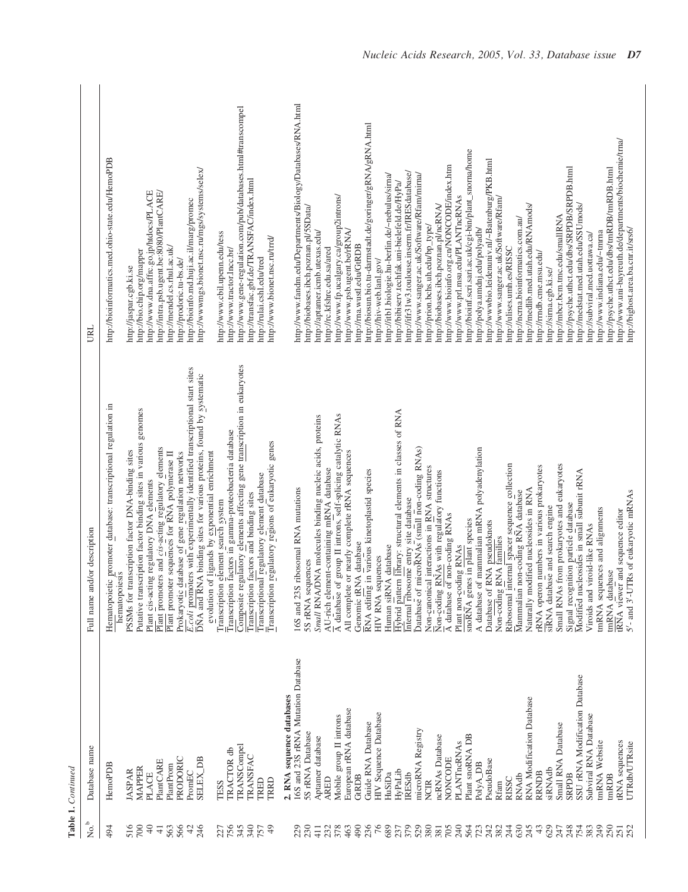**Table 1.** *Continued*

| No.[b] | Database name | Full name and/or description | URL |
|---|---|---|---|
| 494 | HemoPDB | Hematopoietic promoter database: transcriptional regulation in hematopoiesis | http://bioinformatics.med.ohio-state.edu/HemoPDB |
| 516 | JASPAR | PSSMs for transcription factor DNA-binding sites | http://jaspar.cgb.ki.se |
| 700 | MAPPER | Putative transcription factor binding sites in various genomes | http://bio.chip.org/mapper |
| 40 | PLACE | Plant cis-acting regulatory DNA elements | http://www.dna.affrc.go.jp/htdocs/PLACE |
| 41 | PlantCARE | Plant promoters and *cis*-acting regulatory elements | http://intra.psb.ugent.be:8080/PlantCARE/ |
| 563 | PlantProm | Plant promoter sequences for RNA polymerase II | http://mendel.cs.rhul.ac.uk/ |
| 566 | PRODORIC | Prokaryotic database of gene regulation networks | http://prodoric.tu-bs.de/ |
| 42 | PromEC | *E.coli* promoters with experimentally identified transcriptional start sites | http://bioinfo.md.huji.ac.il/marg/promec |
| 246 | SELEX_DB | DNA and RNA binding sites for various proteins, found by systematic evolution of ligands by exponential enrichment | http://wwwmgs.bionet.nsc.ru/mgs/systems/selex/ |
| 227 | TESS | Transcription element search system | http://www.cbil.upenn.edu/tess |
| 756 | TRACTOR db | Transcription factors in gamma-proteobacteria database | http://www.tractor.lncc.br/ |
| 345 | TRANSCompel | Composite regulatory elements affecting gene transcription in eukaryotes | http://www.gene-regulation.com/pub/databases.html#transcompel |
| 340 | TRANSFAC | Transcription factors and binding sites | http://transfac.gbf.de/TRANSFAC/index.html |
| 757 | TRED | Transcriptional regulatory element database | http://rulai.cshl.edu/tred |
| 49 | TRRD | Transcription regulatory regions of eukaryotic genes | http://www.bionet.nsc.ru/trrd/ |
| | **2. RNA sequence databases** | | |
| 229 | 16S and 23S rRNA Mutation Database | 16S and 23S ribosomal RNA mutations | http://www.fandm.edu/Departments/Biology/Databases/RNA.html |
| 230 | 5S rRNA Database | 5S rRNA sequences | http://biobases.ibch.poznan.pl/5SData/ |
| 411 | Aptamer database | *Small* RNA/DNA molecules binding nucleic acids, proteins | http://aptamer.icmb.utexas.edu/ |
| 232 | ARED | AU-rich element-containing mRNA database | http://rc.kfshrc.edu.sa/ared |
| 378 | Mobile group II introns | A database of group II introns, self-splicing catalytic RNAs | http://www.fp.ucalgary.ca/group2introns/ |
| 463 | European rRNA database | All complete or nearly complete rRNA sequences | http://www.psb.ugent.be/rRNA/ |
| 490 | GtRDB | Genomic tRNA database | http://rna.wustl.edu/GtRDB |
| 236 | Guide RNA Database | RNA editing in various kinetoplastid species | http://biosun.bio.tu-darmstadt.de/goringer/gRNA/gRNA.html |
| 76 | HIV Sequence Database | HIV RNA sequences | http://hiv-web.lanl.gov/ |
| 689 | HuSiDa | Human siRNA database | http://itb1.biologie.hu-berlin.de/~nebulus/sirna/ |
| 237 | HyPaLib | Hybrid pattern library: structural elements in classes of RNA | http://bibiserv.techfak.uni-bielefeld.de/HyPa/ |
| 379 | IRESdb | Internal ribosome entry site database | http://ifr31w3.toulouse.inserm.fr/IRESdatabase/ |
| 529 | microRNA Registry | Database of microRNAs (small non-coding RNAs) | http://www.sanger.ac.uk/Software/Rfam/mirna/ |
| 380 | NCIR | Non-canonical interactions in RNA structures | http://prion.bchs.uh.edu/bp_type/ |
| 381 | ncRNAs Database | Non-coding RNAs with regulatory functions | http://biobases.ibch.poznan.pl/ncRNA/ |
| 705 | NONCODE | A database of non-coding RNAs | http://www.bioinfo.org.cn/NONCODE/index.htm |
| 240 | PLANTncRNAs | Plant non-coding RNAs | http://www.prl.msu.edu/PLANTncRNAs |
| 564 | Plant snoRNA DB | snoRNA genes in plant species | http://bioinf.scri.sari.ac.uk/cgi-bin/plant_snorna/home |
| 723 | PolyA_DB | A database of mammalian mRNA polyadenylation | http://polya.umdnj.edu/polyadb/ |
| 242 | PseudoBase | Database of RNA pseudoknots | http://wwwbio.leidenuniv.nl/~Batenburg/PKB.html |
| 382 | Rfam | Non-coding RNA families | http://www.sanger.ac.uk/Software/Rfam/ |
| 244 | RISSC | Ribosomal internal spacer sequence collection | http://ulises.umh.es/RISSC |
| 630 | RNAdb | Mammalian non-coding RNA database | http://ncrna.bioinformatics.com.au/ |
| 245 | RNA Modification Database | Naturally modified nucleosides in RNA | http://medlib.med.utah.edu/RNAmods/ |
| 43 | RRNDB | rRNA operon numbers in various prokaryotes | http://rrndb.cme.msu.edu/ |
| 629 | siRNAdb | siRNA database and search engine | http://sirna.cgb.ki.se/ |
| 247 | Small RNA Database | Small RNAs from prokaryotes and eukaryotes | http://mbcr.bcm.tmc.edu/smallRNA |
| 248 | SRPDB | Signal recognition particle database | http://psyche.uthct.edu/dbs/SRPDB/SRPDB.html |
| 754 | SSU rRNA Modification Database | Modified nucleosides in small subunit rRNA | http://medstat.med.utah.edu/SSUmods/ |
| 383 | Subviral RNA Database | Viroids and viroid-like RNAs | http://subviral.med.uottawa.ca/ |
| 249 | tmRNA Website | tmRNA sequences and alignments | http://www.indiana.edu/~tmrna |
| 250 | tmRDB | tmRNA database | http://psyche.uthct.edu/dbs/tmRDB/tmRDB.html |
| 251 | tRNA sequences | tRNA viewer and sequence editor | http://www.uni-bayreuth.de/departments/biochemie/trna/ |
| 252 | UTRdb/UTRsite | 5′- and 3′-UTRs of eukaryotic mRNAs | http://bighost.area.ba.cnr.it/srs6/ |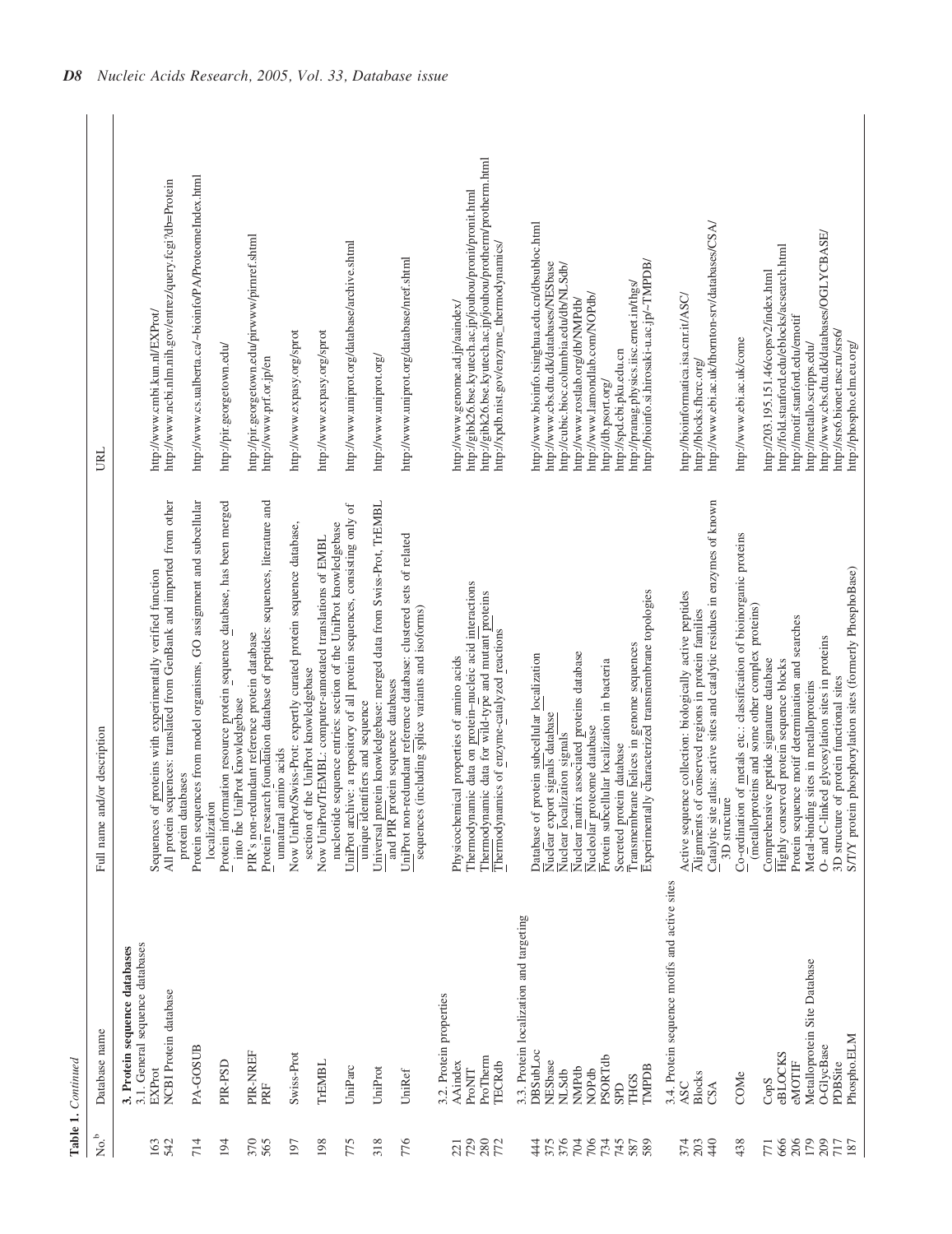**Table 1.** *Continued*

| No.[b] | Database name | Full name and/or description | URL |
|---|---|---|---|
| | **3. Protein sequence databases** | | |
| | 3.1. General sequence databases | | |
| 163 | EXProt | Sequences of proteins with experimentally verified function | http://www.cmbi.kun.nl/EXProt/ |
| 542 | NCBI Protein database | All protein sequences: translated from GenBank and imported from other protein databases | http://www.ncbi.nlm.nih.gov/entrez/query.fcgi?db=Protein |
| 714 | PA-GOSUB | Protein sequences from model organisms, GO assignment and subcellular localization | http://www.cs.ualberta.ca/~bioinfo/PA/ProteomeIndex.html |
| 194 | PIR-PSD | Protein information resource protein sequence database, has been merged into the UniProt knowledgebase | http://pir.georgetown.edu/ |
| 370 | PIR-NREF | PIR's non-redundant reference protein database | http://pir.georgetown.edu/pirwww/pirnref.shtml |
| 565 | PRF | Protein research foundation database of peptides: sequences, literature and unnatural amino acids | http://www.prf.or.jp/en |
| 197 | Swiss-Prot | Now UniProt/Swiss-Prot: expertly curated protein sequence database, section of the UniProt knowledgebase | http://www.expasy.org/sprot |
| 198 | TrEMBL | Now UniProt/TrEMBL: computer-annotated translations of EMBL nucleotide sequence entries: section of the UniProt knowledgebase | http://www.expasy.org/sprot |
| 775 | UniParc | UniProt archive: a repository of all protein sequences, consisting only of unique identifiers and sequence | http://www.uniprot.org/database/archive.shtml |
| 318 | UniProt | Universal protein knowledgebase: merged data from Swiss-Prot, TrEMBL and PIR protein sequence databases | http://www.uniprot.org/ |
| 776 | UniRef | UniProt non-redundant reference database: clustered sets of related sequences (including splice variants and isoforms) | http://www.uniprot.org/database/nref.shtml |
| | 3.2. Protein properties | | |
| 221 | AAindex | Physicochemical properties of amino acids | http://www.genome.ad.jp/aaindex/ |
| 729 | ProNIT | Thermodynamic data on protein–nucleic acid interactions | http://gibk26.bse.kyutech.ac.jp/jouhou/pronit/pronit.html |
| 280 | ProTherm | Thermodynamic data for wild-type and mutant proteins | http://gibk26.bse.kyutech.ac.jp/jouhou/protherm/protherm.html |
| 772 | TECRdb | Thermodynamics of enzyme-catalyzed reactions | http://xpdb.nist.gov/enzyme_thermodynamics/ |
| | 3.3. Protein localization and targeting | | |
| 444 | DBSubLoc | Database of protein subcellular localization | http://www.bioinfo.tsinghua.edu.cn/dbsubloc.html |
| 375 | NESbase | Nuclear export signals database | http://www.cbs.dtu.dk/databases/NESbase |
| 376 | NLSdb | Nuclear localization signals | http://cubic.bioc.columbia.edu/db/NLSdb/ |
| 704 | NMPdb | Nuclear matrix associated proteins database | http://www.rostlab.org/db/NMPdb/ |
| 706 | NOPdb | Nucleolar proteome database | http://www.lamondlab.com/NOPdb/ |
| 734 | PSORTdb | Protein subcellular localization in bacteria | http://db.psort.org/ |
| 745 | SPD | Secreted protein database | http://spd.cbi.pku.edu.cn |
| 587 | THGS | Transmembrane helices in genome sequences | http://pranag.physics.iisc.ernet.in/thgs/ |
| 589 | TMPDB | Experimentally characterized transmembrane topologies | http://bioinfo.si.hirosaki-u.ac.jp/~TMPDB/ |
| | 3.4. Protein sequence motifs and active sites | | |
| 374 | ASC | Active sequence collection: biologically active peptides | http://bioinformatica.isa.cnr.it/ASC/ |
| 203 | Blocks | Alignments of conserved regions in protein families | http://blocks.fhcrc.org/ |
| 440 | CSA | Catalytic site atlas: active sites and catalytic residues in enzymes of known 3D structure | http://www.ebi.ac.uk/thornton-srv/databases/CSA/ |
| 438 | COMe | Co-ordination of metals etc.: classification of bioinorganic proteins (metalloproteins and some other complex proteins) | http://www.ebi.ac.uk/come |
| 771 | CopS | Comprehensive peptide signature database | http://203.195.151.46/copsv2/index.html |
| 666 | eBLOCKS | Highly conserved protein sequence blocks | http://fold.stanford.edu/eblocks/acsearch.html |
| 206 | eMOTIF | Protein sequence motif determination and searches | http://motif.stanford.edu/emotif |
| 179 | Metalloprotein Site Database | Metal-binding sites in metalloproteins | http://metallo.scripps.edu/ |
| 209 | O-GlycBase | O- and C-linked glycosylation sites in proteins | http://www.cbs.dtu.dk/databases/OGLYCBASE/ |
| 717 | PDBSite | 3D structure of protein functional sites | http://srs6.bionet.nsc.ru/srs6/ |
| 187 | Phospho.ELM | S/T/Y protein phosphorylation sites (formerly PhosphoBase) | http://phospho.elm.eu.org/ |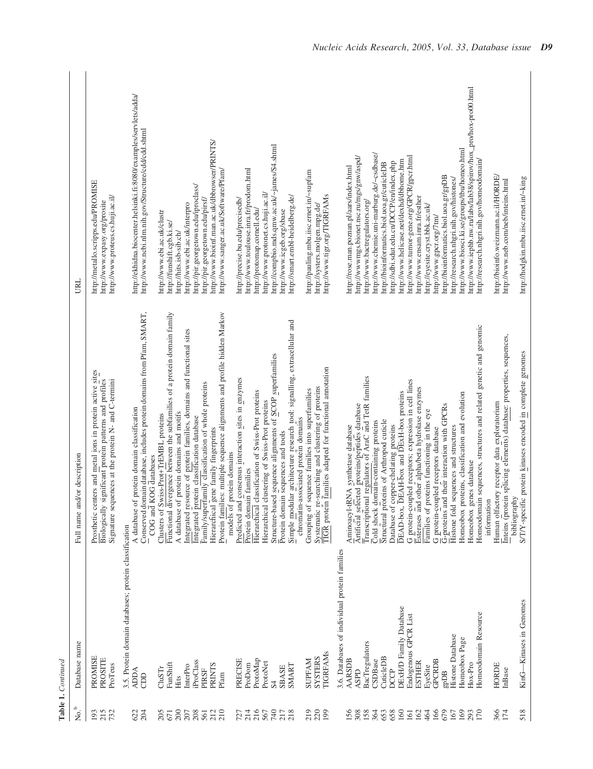**Table 1.** *Continued*

| No.[b] | Database name | Full name and/or description | URL |
|---|---|---|---|
| 193 | PROMISE | Prosthetic centers and metal ions in protein active sites | http://metallo.scripps.edu/PROMISE |
| 215 | PROSITE | Biologically significant protein patterns and profiles | http://www.expasy.org/prosite |
| 732 | ProTeus | Signature sequences at the protein N- and C-termini | http://www.proteus.cs.huji.ac.il/ |
| | 3.5. Protein domain databases; protein classification | | |
| 622 | ADDA | A database of protein domain classification | http://ekhidna.biocenter.helsinki.fi:8080/examples/servlets/adda/ |
| 204 | CDD | Conserved domain database, includes protein domains from Pfam, SMART, COG and KOG databases | http://www.ncbi.nlm.nih.gov/Structure/cdd/cdd.shtml |
| 205 | CluSTr | Clusters of Swiss-Prot+TrEMBL proteins | http://www.ebi.ac.uk/clustr |
| 671 | FunShift | Functional divergence between the subfamilies of a protein domain family | http://funshift.cgb.ki.se/ |
| 200 | Hits | A database of protein domains and motifs | http://hits.isb-sib.ch/ |
| 207 | InterPro | Integrated resource of protein families, domains and functional sites | http://www.ebi.ac.uk/interpro |
| 208 | iProClass | Integrated protein classification database | http://pir.georgetown.edu/iproclass/ |
| 561 | PIRSF | Family/superfamily classification of whole proteins | http://pir.georgetown.edu/pirsf/ |
| 212 | PRINTS | Hierarchical gene family fingerprints | http://www.bioinf.man.ac.uk/dbbrowser/PRINTS/ |
| 210 | Pfam | Protein families: multiple sequence alignments and profile hidden Markov models of protein domains | http://www.sanger.ac.uk/Software/Pfam/ |
| 727 | PRECISE | Predicted and consensus interaction sites in enzymes | http://precise.bu.edu/precisedb/ |
| 214 | ProDom | Protein domain families | http://www.toulouse.inra.fr/prodom.html |
| 216 | ProtoMap | Hierarchical classification of Swiss-Prot proteins | http://protomap.cornell.edu/ |
| 567 | ProtoNet | Hierarchical clustering of Swiss-Prot proteins | http://www.protonet.cs.huji.ac.il/ |
| 740 | S4 | Structure-based sequence alignments of SCOP superfamilies | http://compbio.mds.qmw.ac.uk/~james/S4.shtml |
| 217 | SBASE | Protein domain sequences and tools | http://www.icgeb.org/sbase |
| 218 | SMART | Simple modular architecture research tool: signalling, extracellular and chromatin-associated protein domains | http://smart.embl-heidelberg.de/ |
| 219 | SUPFAM | Grouping of sequence families into superfamilies | http://pauling.mbu.iisc.ernet.in/~supfam |
| 220 | SYSTERS | Systematic re-searching and clustering of proteins | http://systers.molgen.mpg.de/ |
| 199 | TIGRFAMs | TIGR protein families adapted for functional annotation | http://www.tigr.org/TIGRFAMs |
| | 3.6. Databases of individual protein families | | |
| 156 | AARSDB | Aminoacyl-tRNA synthetase database | http://rose.man.poznan.pl/aars/index.html |
| 308 | ASPD | Artificial selected proteins/peptides database | http://wwwmgs.bionet.nsc.ru/mgs/gnw/aspd/ |
| 158 | BacTregulators | Transcriptional regulators of AraC and TetR families | http://www.bactregulators.org/ |
| 364 | CSDBase | Cold shock domain-containing proteins | http://www.chemie.uni-marburg.de/~csdbase/ |
| 653 | CuticleDB | Structural proteins of Arthropod cuticle | http://bioinformatics.biol.uoa.gr/cuticleDB |
| 658 | DCCP | Database of copper-chelating proteins | http://sdbi.sdut.edu.cn/DCCP/en/index.php |
| 160 | DExH/D Family Database | DEAD-box, DEAH-box and DExH-box proteins | http://www.helicase.net/dexhd/dbhome.htm |
| 161 | Endogenous GPCR List | G protein-coupled receptors; expression in cell lines | http://www.tumor-gene.org/GPCR/gpcr.html |
| 162 | ESTHER | Esterases and other alpha/beta hydrolase enzymes | http://www.ensam.inra.fr/esther |
| 464 | EyeSite | Families of proteins functioning in the eye | http://eyesite.cryst.bbk.ac.uk/ |
| 166 | GPCRDB | G protein-coupled receptors database | http://www.gpcr.org/7tm/ |
| 679 | gpDB | G-proteins and their interaction with GPCRs | http://bioinformatics.biol.uoa.gr/gpDB |
| 167 | Histone Database | Histone fold sequences and structures | http://research.nhgri.nih.gov/histones/ |
| 169 | Homeobox Page | Homeobox proteins, classification and evolution | http://www.biosci.ki.se/groups/tbu/homeo.html |
| 293 | Hox-Pro | Homeobox genes database | http://www.iephb.nw.ru/labs/lab38/spirov/hox_pro/hox-pro00.html |
| 170 | Homeodomain Resource | Homeodomain sequences, structures and related genetic and genomic information | http://research.nhgri.nih.gov/homeodomain/ |
| 366 | HORDE | Human olfactory receptor data exploratorium | http://bioinfo.weizmann.ac.il/HORDE/ |
| 174 | InBase | Inteins (protein splicing elements) database: properties, sequences, bibliography | http://www.neb.com/neb/inteins.html |
| 518 | KinG—Kinases in Genomes | S/T/Y-specific protein kinases encoded in complete genomes | http://hodgkin.mbu.iisc.ernet.in/~king |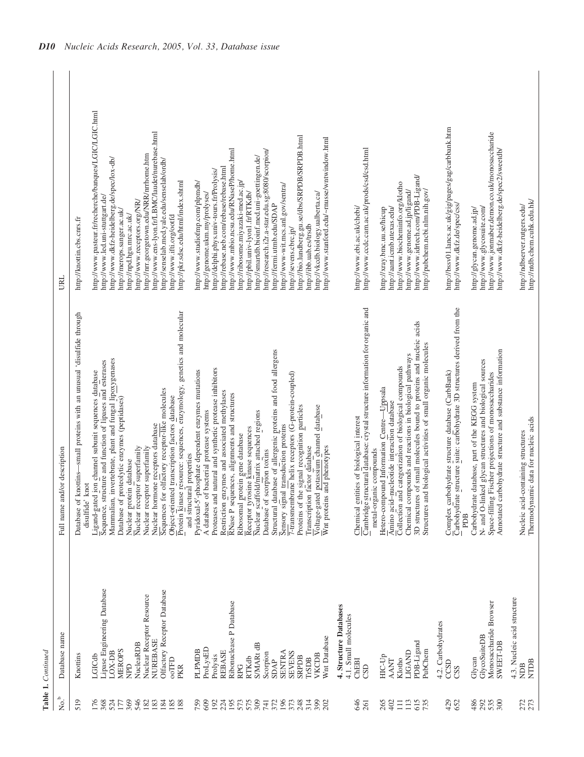**Table 1.** *Continued*

| No.[b] | Database name | Full name and/or description | URL |
|---|---|---|---|
| 519 | Knottins | Database of knottins—small proteins with an unusual 'disulfide through disulfide' knot | http://knottin.cbs.cnrs.fr |
| 176 | LGICdb | Ligand-gated ion channel subunit sequences database | http://www.pasteur.fr/recherche/banques/LGIC/LGIC.html |
| 368 | Lipase Engineering Database | Sequence, structure and function of lipases and esterases | http://www.led.uni-stuttgart.de/ |
| 524 | LOX-DB | Mammalian, invertebrate, plant and fungal lipoxygenases | http://www.dkfz-heidelberg.de/spec/lox-db/ |
| 177 | MEROPS | Database of proteolytic enzymes (peptidases) | http://merops.sanger.ac.uk/ |
| 369 | NPD | Nuclear protein database | http://npd.hgu.mrc.ac.uk/ |
| 546 | NucleaRDB | Nuclear receptor superfamily | http://www.receptors.org/NR/ |
| 182 | Nuclear Receptor Resource | Nuclear receptor superfamily | http://nrr.georgetown.edu/NRR/nrrhome.htm |
| 183 | NUREBASE | Nuclear hormone receptors database | http://www.ens-lyon.fr/LBMC/laudet/nurebase.html |
| 184 | Olfactory Receptor Database | Sequences for olfactory receptor-like molecules | http://senselab.med.yale.edu/senselab/ordb/ |
| 185 | ooTFD | Object-oriented transcription factors database | http://www.ifti.org/ootfd |
| 188 | PKR | Protein kinase resource: sequences, enzymology, genetics and molecular and structural properties | http://pkr.sdsc.edu/html/index.shtml |
| 759 | PLPMDB | Pyridoxal-5′-phosphate dependent enzymes mutations | http://www.studiofmp.com/plpmdb/ |
| 609 | ProLysED | A database of bacterial protease systems | http://genome.ukm.my/prolyses/ |
| 192 | Prolysis | Proteases and natural and synthetic protease inhibitors | http://delphi.phys.univ-tours.fr/Prolysis/ |
| 224 | REBASE | Restriction enzymes and associated methylases | http://rebase.neb.com/rebase/rebase.html |
| 195 | Ribonuclease P Database | RNase P sequences, alignments and structures | http://www.mbio.ncsu.edu/RNaseP/home.html |
| 573 | RPG | Ribosomal protein gene database | http://ribosome.miyazaki-med.ac.jp/ |
| 575 | RTKdb | Receptor tyrosine kinase sequences | http://pbil.univ-lyon1.fr/RTKdb/ |
| 309 | S/MARt dB | Nuclear scaffold/matrix attached regions | http://smartdb.bioinf.med.uni-goettingen.de/ |
| 741 | Scorpion | Database of scorpion toxins | http://research.i2r.a-star.edu.sg:8080/scorpion/ |
| 372 | SDAP | Structural database of allergenic proteins and food allergens | http://fermi.utmb.edu/SDAP |
| 196 | SENTRA | Sensory signal transduction proteins | http://www-wit.mcs.anl.gov/sentra/ |
| 373 | SEVENS | 7-transmembrane helix receptors (G-protein-coupled) | http://sevens.cbrc.jp/ |
| 248 | SRPDB | Proteins of the signal recognition particles | http://bio.lundberg.gu.se/dbs/SRPDB/SRPDB.html |
| 314 | TrSDB | Transcription factor database | http://ibb.uab.es/trsdb |
| 399 | VKCDB | Voltage-gated potassium channel database | http://vkcdb.biology.ualberta.ca/ |
| 202 | Wnt Database | Wnt proteins and phenotypes | http://www.stanford.edu/~rnusse/wntwindow.html |
| | **4. Structure Databases** | | |
| | 4.1. Small molecules | | |
| 646 | ChEBI | Chemical entities of biological interest | http://www.ebi.ac.uk/chebi/ |
| 261 | CSD | Cambridge structural database: crystal structure information for organic and metal-organic compounds | http://www.ccdc.cam.ac.uk/prods/csd/csd.html |
| 265 | HIC-Up | Hetero-compound Information Centre—Uppsala | http://xray.bmc.uu.se/hicup |
| 402 | AANT | Amino acid–nucleotide interaction database | http://aant.icmb.utexas.edu/ |
| 111 | Klotho | Collection and categorization of biological compounds | http://www.biocheminfo.org/klotho |
| 113 | LIGAND | Chemical compounds and reactions in biological pathways | http://www.genome.ad.jp/ligand/ |
| 615 | PDB-Ligand | 3D structures of small molecules bound to proteins and nucleic acids | http://www.idrtech.com/PDB-Ligand/ |
| 735 | PubChem | Structures and biological activities of small organic molecules | http://pubchem.ncbi.nlm.nih.gov/ |
| | 4.2. Carbohydrates | | |
| 429 | CCSD | Complex carbohydrate structure database (CarbBank) | http://bssv01.lancs.ac.uk/gig/pages/gag/carbbank.htm |
| 652 | CSS | Carbohydrate structure suite: carbohydrate 3D structures derived from the PDB | http://www.dkfz.de/spec/css/ |
| 486 | Glycan | Carbohydrate database, part of the KEGG system | http://glycan.genome.ad.jp/ |
| 292 | GlycoSuiteDB | N- and O-linked glycan structures and biological sources | http://www.glycosuite.com/ |
| 535 | Monosaccharide Browser | Space-filling Fischer projections of monosaccharides | http://www.jonmaber.demon.co.uk/monosaccharide |
| 300 | SWEET-DB | Annotated carbohydrate structure and substance information | http://www.dkfz-heidelberg.de/spec2/sweetdb/ |
| | 4.3. Nucleic acid structure | | |
| 272 | NDB | Nucleic acid-containing structures | http://ndbserver.rutgers.edu/ |
| 273 | NTDB | Thermodynamic data for nucleic acids | http://ntdb.chem.cuhk.edu.hk/ |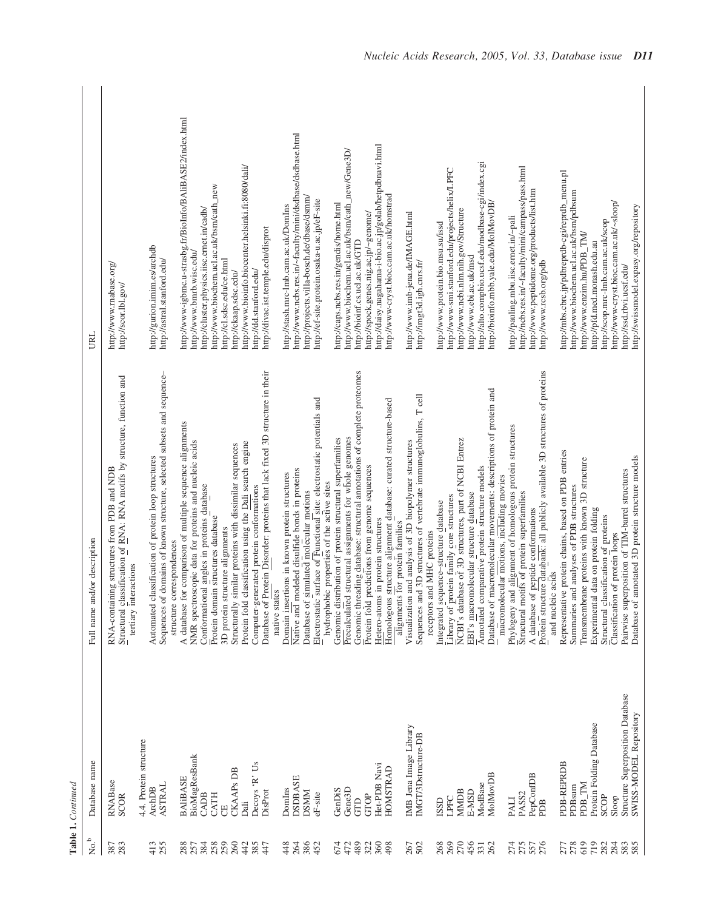**Table 1.** *Continued*

| No.[b] | Database name | Full name and/or description | URL |
|---|---|---|---|
| 387 | RNABase | RNA-containing structures from PDB and NDB | http://www.rnabase.org/ |
| 283 | SCOR | Structural classification of RNA: RNA motifs by structure, function and tertiary interactions | http://scor.lbl.gov/ |
| | 4.4. Protein structure | | |
| 413 | ArchDB | Automated classification of protein loop structures | http://gurion.imim.es/archdb |
| 255 | ASTRAL | Sequences of domains of known structure, selected subsets and sequence–structure correspondences | http://astral.stanford.edu/ |
| 288 | BAliBASE | A database for comparison of multiple sequence alignments | http://www-igbmc.u-strasbg.fr/BioInfo/BAliBASE2/index.html |
| 257 | BioMagResBank | NMR spectroscopic data for proteins and nucleic acids | http://www.bmrb.wisc.edu/ |
| 384 | CADB | Conformational angles in proteins database | http://cluster.physics.iisc.ernet.in/cadb/ |
| 258 | CATH | Protein domain structures database | http://www.biochem.ucl.ac.uk/bsm/cath_new |
| 259 | CE | 3D protein structure alignments | http://cl.sdsc.edu/ce.html |
| 260 | CKAAPs DB | Structurally similar proteins with dissimilar sequences | http://ckaap.sdsc.edu/ |
| 442 | Dali | Protein fold classification using the Dali search engine | http://www.bioinfo.biocenter.helsinki.fi:8080/dali/ |
| 385 | Decoys 'R' Us | Computer-generated protein conformations | http://dd.stanford.edu/ |
| 447 | DisProt | Database of Protein Disorder: proteins that lack fixed 3D structure in their native states | http://divac.ist.temple.edu/disprot |
| 448 | DomIns | Domain insertions in known protein structures | http://stash.mrc-lmb.cam.ac.uk/DomIns |
| 264 | DSDBASE | Native and modeled disulfide bonds in proteins | http://www.ncbs.res.in/~faculty/mini/dsdbase/dsdbase.html |
| 386 | DSMM | Database of simulated molecular motions | http://projects.villa-bosch.de/dbase/dsmm/ |
| 452 | eF-site | Electrostatic surface of Functional site: electrostatic potentials and hydrophobic properties of the active sites | http://ef-site.protein.osaka-u.ac.jp/eF-site |
| 674 | GenDiS | Genomic distribution of protein structural superfamilies | http://caps.ncbs.res.in/gendis/home.html |
| 472 | Gene3D | Precalculated structural assignments for whole genomes | http://www.biochem.ucl.ac.uk/bsm/cath_new/Gene3D/ |
| 489 | GTD | Genomic threading database: structural annotations of complete proteomes | http://bioinf.cs.ucl.ac.uk/GTD |
| 322 | GTOP | Protein fold predictions from genome sequences | http://spock.genes.nig.ac.jp/~genome/ |
| 360 | Het-PDB Navi | Hetero-atoms in protein structures | http://daisy.nagahama-i-bio.ac.jp/golab/hetpdbnavi.html |
| 498 | HOMSTRAD | Homologous structure alignment database: curated structure-based alignments for protein families | http://www-cryst.bioc.cam.ac.uk/homstrad |
| 267 | IMB Jena Image Library | Visualization and analysis of 3D biopolymer structures | http://www.imb-jena.de/IMAGE.html |
| 502 | IMGT/3Dstructure-DB | Sequences and 3D structures of vertebrate immunoglobulins, T cell receptors and MHC proteins | http://imgt3d.igh.cnrs.fr/ |
| 268 | ISSD | Integrated sequence–structure database | http://www.protein.bio.msu.su/issd |
| 269 | LPFC | Library of protein family core structures | http://www-smi.stanford.edu/projects/helix/LPFC |
| 270 | MMDB | NCBI's database of 3D structures, part of NCBI Entrez | http://www.ncbi.nlm.nih.gov/Structure |
| 456 | E-MSD | EBI's macromolecular structure database | http://www.ebi.ac.uk/msd |
| 331 | ModBase | Annotated comparative protein structure models | http://alto.compbio.ucsf.edu/modbase-cgi/index.cgi |
| 262 | MolMovDB | Database of macromolecular movements: descriptions of protein and macromolecular motions, including movies | http://bioinfo.mbb.yale.edu/MolMovDB/ |
| 274 | PALI | Phylogeny and alignment of homologous protein structures | http://pauling.mbu.iisc.ernet.in/~pali |
| 275 | PASS2 | Structural motifs of protein superfamilies | http://ncbs.res.in/~faculty/mini/campass/pass.html |
| 557 | PepConfDB | A database of peptide conformations | http://www.peptidome.org/products/list.htm |
| 276 | PDB | Protein structure databank: all publicly available 3D structures of proteins and nucleic acids | http://www.rcsb.org/pdb |
| 277 | PDB-REPRDB | Representative protein chains, based on PDB entries | http://mbs.cbrc.jp/pdbreprdb-cgi/reprdb_menu.pl |
| 278 | PDBsum | Summaries and analyses of PDB structures | http://www.biochem.ucl.ac.uk/bsm/pdbsum |
| 619 | PDB_TM | Transmembrane proteins with known 3D structure | http://www.enzim.hu/PDB_TM/ |
| 719 | Protein Folding Database | Experimental data on protein folding | http://pfd.med.monash.edu.au |
| 282 | SCOP | Structural classification of proteins | http://scop.mrc-lmb.cam.ac.uk/scop |
| 284 | Sloop | Classification of protein loops | http://www-cryst.bioc.cam.ac.uk/~sloop/ |
| 583 | Structure Superposition Database | Pairwise superposition of TIM-barrel structures | http://ssd.rbvi.ucsf.edu/ |
| 585 | SWISS-MODEL Repository | Database of annotated 3D protein structure models | http://swissmodel.expasy.org/repository |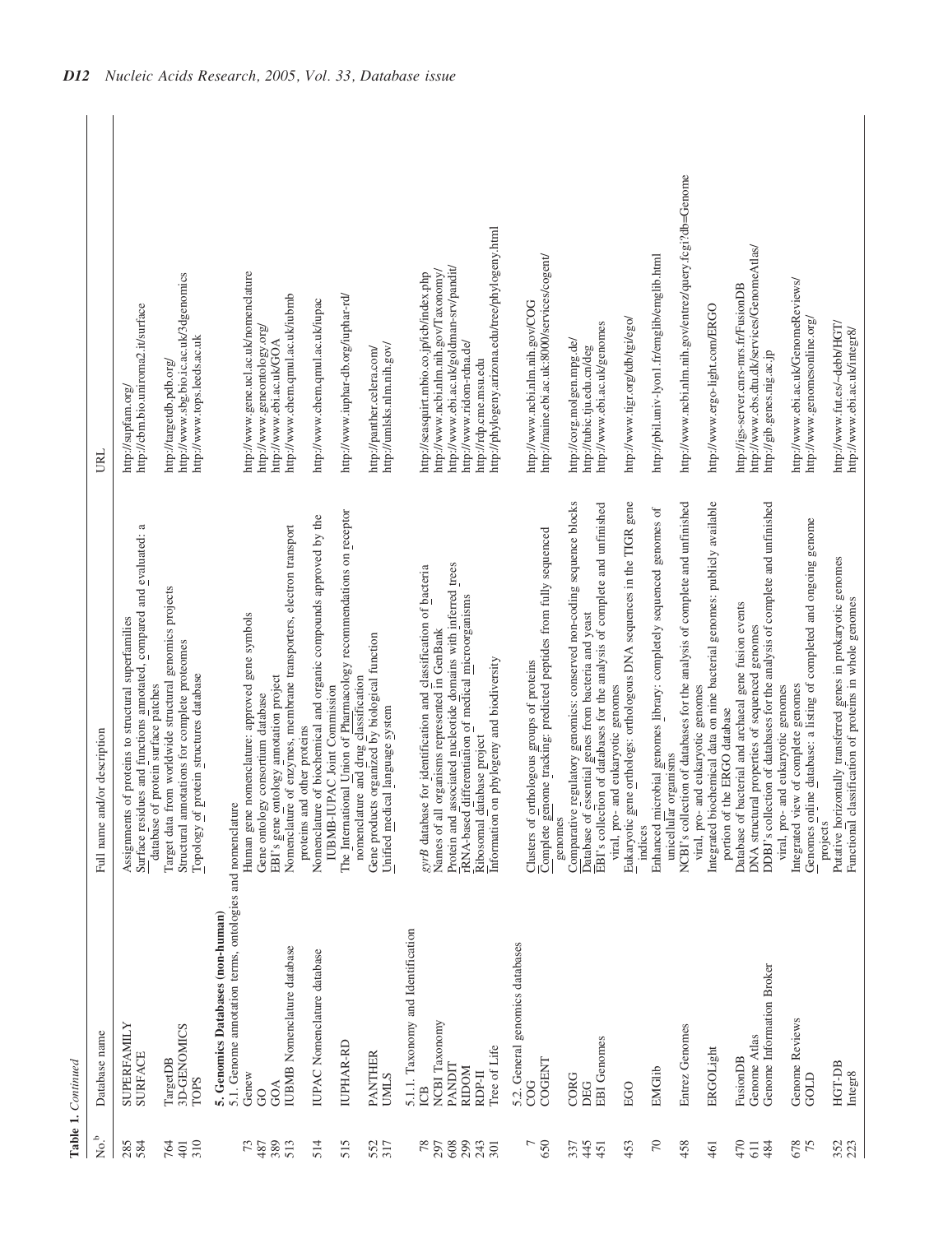**Table 1.** *Continued*

| No.[b] | Database name | Full name and/or description | URL |
|---|---|---|---|
| 285 | SUPERFAMILY | Assignments of proteins to structural superfamilies | http://supfam.org/ |
| 584 | SURFACE | Surface residues and functions annotated, compared and evaluated: a database of protein surface patches | http://cbm.bio.uniroma2.it/surface |
| 764 | TargetDB | Target data from worldwide structural genomics projects | http://targetdb.pdb.org/ |
| 401 | 3D-GENOMICS | Structural annotations for complete proteomes | http://www.sbg.bio.ic.ac.uk/3dgenomics |
| 310 | TOPS | Topology of protein structures database | http://www.tops.leeds.ac.uk |
| | **5. Genomics Databases (non-human)** | | |
| | 5.1. Genome annotation terms, ontologies and nomenclature | | |
| 73 | Genew | Human gene nomenclature: approved gene symbols | http://www.gene.ucl.ac.uk/nomenclature |
| 487 | GO | Gene ontology consortium database | http://www.geneontology.org/ |
| 389 | GOA | EBI's gene ontology annotation project | http://www.ebi.ac.uk/GOA |
| 513 | IUBMB Nomenclature database | Nomenclature of enzymes, membrane transporters, electron transport proteins and other proteins | http://www.chem.qmul.ac.uk/iubmb |
| 514 | IUPAC Nomenclature database | Nomenclature of biochemical and organic compounds approved by the IUBMB-IUPAC Joint Commission | http://www.chem.qmul.ac.uk/iupac |
| 515 | IUPHAR-RD | The International Union of Pharmacology recommendations on receptor nomenclature and drug classification | http://www.iuphar-db.org/iuphar-rd/ |
| 552 | PANTHER | Gene products organized by biological function | http://panther.celera.com/ |
| 317 | UMLS | Unified medical language system | http://umlsks.nlm.nih.gov/ |
| | 5.1.1. Taxonomy and Identification | | |
| 78 | ICB | *gyrB* database for identification and classification of bacteria | http://seasquirt.mbio.co.jp/icb/index.php |
| 297 | NCBI Taxonomy | Names of all organisms represented in GenBank | http://www.ncbi.nlm.nih.gov/Taxonomy/ |
| 608 | PANDIT | Protein and associated nucleotide domains with inferred trees | http://www.ebi.ac.uk/goldman-srv/pandit/ |
| 299 | RIDOM | rRNA-based differentiation of medical microorganisms | http://www.ridom-rdna.de/ |
| 243 | RDP-II | Ribosomal database project | http://rdp.cme.msu.edu |
| 301 | Tree of Life | Information on phylogeny and biodiversity | http://phylogeny.arizona.edu/tree/phylogeny.html |
| | 5.2. General genomics databases | | |
| 7 | COG | Clusters of orthologous groups of proteins | http://www.ncbi.nlm.nih.gov/COG |
| 650 | COGENT | Complete genome tracking: predicted peptides from fully sequenced genomes | http://maine.ebi.ac.uk:8000/services/cogent/ |
| 337 | CORG | Comparative regulatory genomics: conserved non-coding sequence blocks | http://corg.molgen.mpg.de/ |
| 445 | DEG | Database of essential genes from bacteria and yeast | http://tubic.tju.edu.cn/deg |
| 451 | EBI Genomes | EBI's collection of databases for the analysis of complete and unfinished viral, pro- and eukaryotic genomes | http://www.ebi.ac.uk/genomes |
| 453 | EGO | Eukaryotic gene orthologs: orthologous DNA sequences in the TIGR gene indices | http://www.tigr.org/tdb/tgi/ego/ |
| 70 | EMGlib | Enhanced microbial genomes library: completely sequenced genomes of unicellular organisms | http://pbil.univ-lyon1.fr/emglib/emglib.html |
| 458 | Entrez Genomes | NCBI's collection of databases for the analysis of complete and unfinished viral, pro- and eukaryotic genomes | http://www.ncbi.nlm.nih.gov/entrez/query.fcgi?db=Genome |
| 461 | ERGOLight | Integrated biochemical data on nine bacterial genomes: publicly available portion of the ERGO database | http://www.ergo-light.com/ERGO |
| 470 | FusionDB | Database of bacterial and archaeal gene fusion events | http://igs-server.cnrs-mrs.fr/FusionDB |
| 611 | Genome Atlas | DNA structural properties of sequenced genomes | http://www.cbs.dtu.dk/services/GenomeAtlas/ |
| 484 | Genome Information Broker | DDBJ's collection of databases for the analysis of complete and unfinished viral, pro- and eukaryotic genomes | http://gib.genes.nig.ac.jp |
| 678 | Genome Reviews | Integrated view of complete genomes | http://www.ebi.ac.uk/GenomeReviews/ |
| 75 | GOLD | Genomes online database: a listing of completed and ongoing genome projects | http://www.genomesonline.org/ |
| 352 | HGT-DB | Putative horizontally transferred genes in prokaryotic genomes | http://www.fut.es/~debb/HGT/ |
| 223 | Integr8 | Functional classification of proteins in whole genomes | http://www.ebi.ac.uk/integr8/ |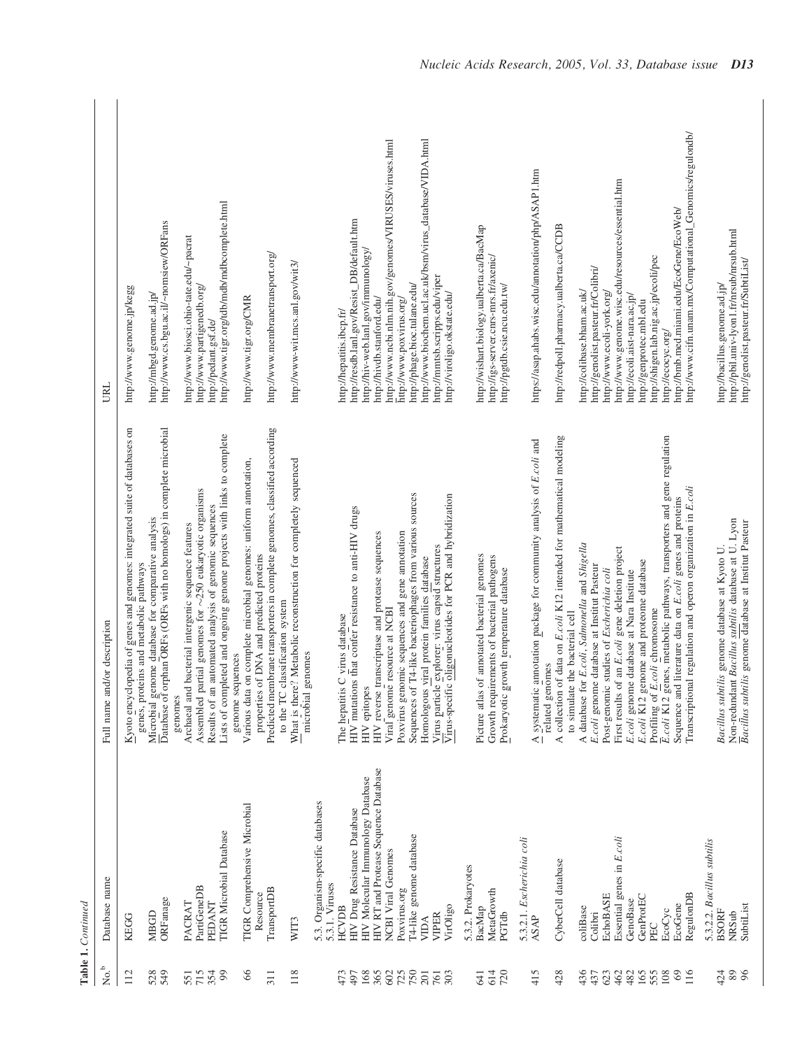**Table 1.** *Continued*

| No.[b] | Database name | Full name and/or description | URL |
|---|---|---|---|
| 112 | KEGG | Kyoto encyclopedia of genes and genomes: integrated suite of databases on genes, proteins and metabolic pathways | http://www.genome.jp/kegg |
| 528 | MBGD | Microbial genome database for comparative analysis | http://mbgd.genome.ad.jp/ |
| 549 | ORFanage | Database of orphan ORFs (ORFs with no homologs) in complete microbial genomes | http://www.cs.bgu.ac.il/~nomsiew/ORFans |
| 551 | PACRAT | Archaeal and bacterial intergenic sequence features | http://www.biosci.ohio-state.edu/~pacrat |
| 715 | PartiGeneDB | Assembled partial genomes for ~250 eukaryotic organisms | http://www.partigenedb.org/ |
| 354 | PEDANT | Results of an automated analysis of genomic sequences | http://pedant.gsf.de/ |
| 99 | TIGR Microbial Database | Lists of completed and ongoing genome projects with links to complete genome sequences | http://www.tigr.org/tdb/mdb/mdbcomplete.html |
| 66 | TIGR Comprehensive Microbial Resource | Various data on complete microbial genomes: uniform annotation, properties of DNA and predicted proteins | http://www.tigr.org/CMR |
| 311 | TransportDB | Predicted membrane transporters in complete genomes, classified according to the TC classification system | http://www.membranetransport.org/ |
| 118 | WIT3 | What is there? Metabolic reconstruction for completely sequenced microbial genomes | http://www-wit.mcs.anl.gov/wit3/ |
| | *5.3. Organism-specific databases* | | |
| | *5.3.1. Viruses* | | |
| 473 | HCVDB | The hepatitis C virus database | http://hepatitis.ibcp.fr/ |
| 497 | HIV Drug Resistance Database | HIV mutations that confer resistance to anti-HIV drugs | http://resdb.lanl.gov/Resist_DB/default.htm |
| 168 | HIV Molecular Immunology Database | HIV epitopes | http://hiv-web.lanl.gov/immunology/ |
| 365 | HIV RT and Protease Sequence Database | HIV reverse transcriptase and protease sequences | http://hivdb.stanford.edu/ |
| 602 | NCBI Viral Genomes | Viral genome resource at NCBI | http://www.ncbi.nlm.nih.gov/genomes/VIRUSES/viruses.html |
| 725 | Poxvirus.org | Poxvirus genomic sequences and gene annotation | http://www.poxvirus.org/ |
| 750 | T4-like genome database | Sequences of T4-like bacteriophages from various sources | http://phage.bioc.tulane.edu/ |
| 201 | VIDA | Homologous viral protein families database | http://www.biochem.ucl.ac.uk/bsm/virus_database/VIDA.html |
| 761 | VIPER | Virus particle explorer: virus capsid structures | http://mmtsb.scripps.edu/viper |
| 303 | VirOligo | Virus-specific oligonucleotides for PCR and hybridization | http://viroligo.okstate.edu/ |
| | *5.3.2. Prokaryotes* | | |
| 641 | BacMap | Picture atlas of annotated bacterial genomes | http://wishart.biology.ualberta.ca/BacMap |
| 614 | MetaGrowth | Growth requirements of bacterial pathogens | http://igs-server.cnrs-mrs.fr/axenic/ |
| 720 | PGTdb | Prokaryotic growth temperature database | http://pgtdb.csie.ncu.edu.tw/ |
| | *5.3.2.1. Escherichia coli* | | |
| 415 | ASAP | A systematic annotation package for community analysis of *E.coli* and related genomes | https://asap.ahabs.wisc.edu/annotation/php/ASAP1.htm |
| 428 | CyberCell database | A collection of data on *E.coli* K12 intended for mathematical modeling to simulate the bacterial cell | http://redpoll.pharmacy.ualberta.ca/CCDB |
| 436 | coliBase | A database for *E.coli*, *Salmonella* and *Shigella* | http://colibase.bham.ac.uk/ |
| 437 | Colibri | *E.coli* genome database at Institut Pasteur | http://genolist.pasteur.fr/Colibri/ |
| 623 | EchoBASE | Post-genomic studies of *Escherichia coli* | http://www.ecoli-york.org/ |
| 462 | Essential genes in *E.coli* | First results of an *E.coli* gene deletion project | http://www.genome.wisc.edu/resources/essential.htm |
| 482 | GenoBase | *E.coli* genome database at Nara Institute | http://ecoli.aist-nara.ac.jp/ |
| 165 | GenProtEC | *E.coli* K12 genome and proteome database | http://genprotec.mbl.edu |
| 555 | PEC | Profiling of *E.coli* chromosome | http://shigen.lab.nig.ac.jp/ecoli/pec |
| 108 | EcoCyc | *E.coli* K12 genes, metabolic pathways, transporters and gene regulation | http://ecocyc.org/ |
| 69 | EcoGene | Sequence and literature data on *E.coli* genes and proteins | http://bmb.med.miami.edu/EcoGene/EcoWeb/ |
| 116 | RegulonDB | Transcriptional regulation and operon organization in *E.coli* | http://www.cifn.unam.mx/Computational_Genomics/regulondb/ |
| | *5.3.2.2. Bacillus subtilis* | | |
| 424 | BSORF | *Bacillus subtilis* genome database at Kyoto U. | http://bacillus.genome.ad.jp/ |
| 89 | NRSub | Non-redundant *Bacillus subtilis* database at U. Lyon | http://pbil.univ-lyon1.fr/nrsub/nrsub.html |
| 96 | SubtiList | *Bacillus subtilis* genome database at Institut Pasteur | http://genolist.pasteur.fr/SubtiList/ |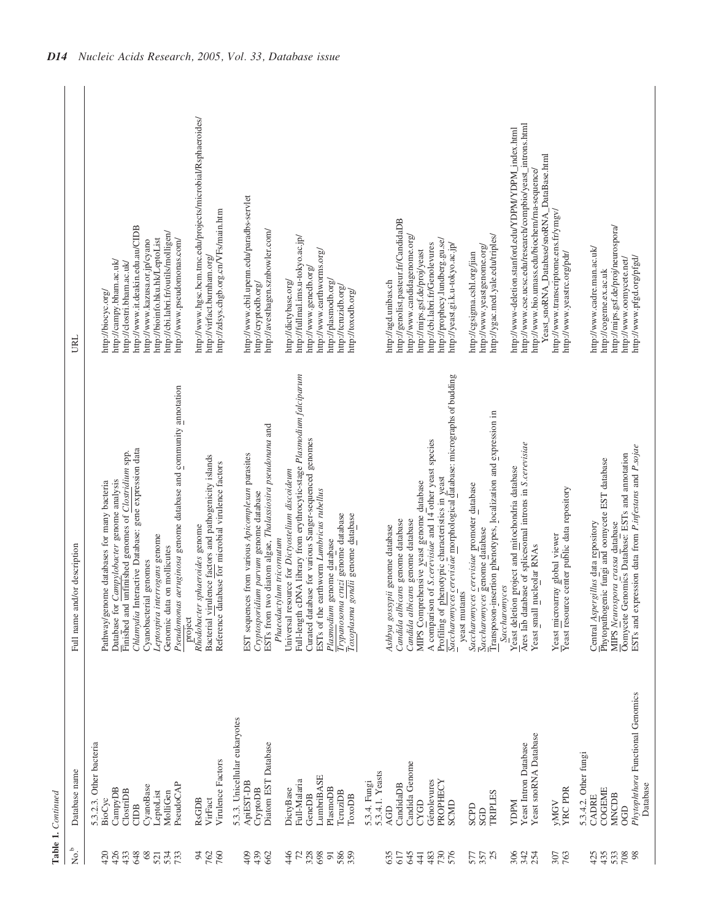**Table 1.** *Continued*

| No.[b] | Database name | Full name and/or description | URL |
|---|---|---|---|
| | 5.3.2.3. Other bacteria | | |
| 420 | BioCyc | Pathway/genome databases for many bacteria | http://biocyc.org/ |
| 426 | CampyDB | Database for *Campylobacter* genome analysis | http://campy.bham.ac.uk/ |
| 433 | ClostriDB | Finished and unfinished genomes of *Clostridium* spp. | http://clostri.bham.ac.uk/ |
| 648 | CIDB | *Chlamydia* Interactive Database: gene expression data | http://www.it.deakin.edu.au/CIDB |
| 68 | CyanoBase | Cyanobacterial genomes | http://www.kazusa.or.jp/cyano |
| 521 | LeptoList | *Leptospira interrogans* genome | http://bioinfo.hku.hk/LeptoList |
| 534 | MolliGen | Genomic data on mollicutes | http://cbi.labri.fr/outils/molligen/ |
| 733 | PseudoCAP | *Pseudomonas aeruginosa* genome database and community annotation project | http://www.pseudomonas.com/ |
| 94 | RsGDB | *Rhodobacter sphaeroides* genome | http://www.hgsc.bcm.tmc.edu/projects/microbial/Rsphaeroides/ |
| 762 | VirFact | Bacterial virulence factors and pathogenicity islands | http://virfact.burnham.org/ |
| 760 | Virulence Factors | Reference database for microbial virulence factors | http://zdsys.chgb.org.cn/VFs/main.htm |
| | 5.3.3. Unicellular eukaryotes | | |
| 409 | ApiEST-DB | EST sequences from various *Apicomplexan* parasites | http://www.cbil.upenn.edu/paradbs-servlet |
| 439 | CryptoDB | *Cryptosporidium parvum* genome database | http://cryptodb.org/ |
| 662 | Diatom EST Database | ESTs from two diatom algae, *Thalassiosira pseudonana* and *Phaeodactylum tricornutum* | http://avesthagen.sznbowler.com/ |
| 446 | DictyBase | Universal resource for *Dictyostelium discoideum* | http://dictybase.org/ |
| 72 | Full-Malaria | Full-length cDNA library from erythrocytic-stage *Plasmodium falciparum* | http://fullmal.ims.u-tokyo.ac.jp/ |
| 328 | GeneDB | Curated database for various Sanger-sequenced genomes | http://www.genedb.org/ |
| 698 | LumbriBASE | ESTs of the earthworm *Lumbricus rubellus* | http://www.earthworms.org/ |
| 91 | PlasmoDB | *Plasmodium* genome database | http://plasmodb.org/ |
| 586 | TcruziDB | *Trypanosoma cruzi* genome database | http://tcruzidb.org/ |
| 359 | ToxoDB | *Toxoplasma gondii* genome database | http://toxodb.org/ |
| | 5.3.4. Fungi | | |
| | 5.3.4.1. Yeasts | | |
| 635 | AGD | *Ashbya gossypii* genome database | http://agd.unibas.ch |
| 617 | CandidaDB | *Candida albicans* genome database | http://genolist.pasteur.fr/CandidaDB |
| 645 | Candida Genome | *Candida albicans* genome database | http://www.candidagenome.org/ |
| 441 | CYGD | MIPS Comprehensive yeast genome database | http://mips.gsf.de/proj/yeast |
| 483 | Génolevures | A comparison of *S.cerevisiae* and 14 other yeast species | http://cbi.labri.fr/Genolevures |
| 730 | PROPHECY | Profiling of phenotypic characteristics in yeast | http://prophecy.lundberg.gu.se/ |
| 576 | SCMD | *Saccharomyces cerevisiae* morphological database: micrographs of budding yeast mutants | http://yeast.gi.k.u-tokyo.ac.jp/ |
| 577 | SCPD | *Saccharomyces cerevisiae* promoter database | http://cgsigma.cshl.org/jian |
| 357 | SGD | *Saccharomyces* genome database | http://www.yeastgenome.org/ |
| 25 | TRIPLES | Transposon-insertion phenotypes, localization and expression in *Saccharomyces* | http://ygac.med.yale.edu/triples/ |
| 306 | YDPM | Yeast deletion project and mitochondria database | http://www-deletion.stanford.edu/YDPM/YDPM_index.html |
| 342 | Yeast Intron Database | Ares lab database of spliceosomal introns in *S.cerevisiae* | http://www.cse.ucsc.edu/research/compbio/yeast_introns.html |
| 254 | Yeast snoRNA Database | Yeast small nucleolar RNAs | http://www.bio.umass.edu/biochem/rna-sequence/Yeast_snoRNA_Database/snoRNA_DataBase.html |
| 307 | yMGV | Yeast microarray global viewer | http://www.transcriptome.ens.fr/ymgv/ |
| 763 | YRC PDR | Yeast resource center public data repository | http://www.yeastrc.org/pdr/ |
| | 5.3.4.2. Other fungi | | |
| 425 | CADRE | Central *Aspergillus* data repository | http://www.cadre.man.ac.uk/ |
| 435 | COGEME | Phytopathogenic fungi and oomycete EST database | http://cogeme.ex.ac.uk |
| 533 | MNCDB | MIPS *Neurospora crassa* database | http://mips.gsf.de/proj/neurospora/ |
| 708 | OGD | Oomycete Genomics Database: ESTs and annotation | http://www.oomycete.net/ |
| 98 | *Phytophthora* Functional Genomics Database | ESTs and expression data from *P.infestans* and *P.sojae* | http://www.pfgd.org/pfgd/ |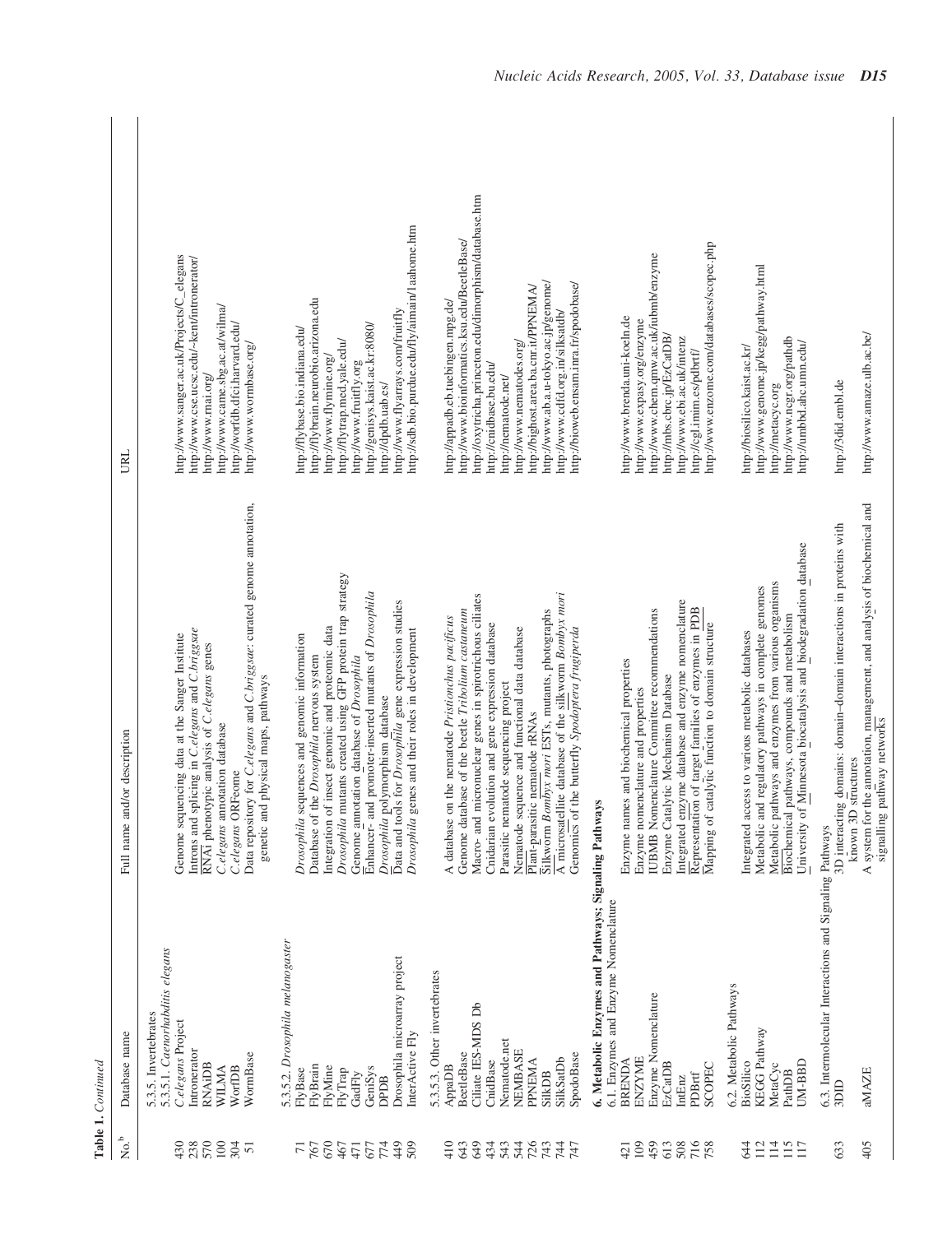**Table 1.** *Continued*

| No.[b] | Database name | Full name and/or description | URL |
|---|---|---|---|
| | 5.3.5. Invertebrates | | |
| | 5.3.5.1. *Caenorhabditis elegans* | | |
| 430 | *C.elegans* Project | Genome sequencing data at the Sanger Institute | http://www.sanger.ac.uk/Projects/C_elegans |
| 238 | Intronerator | Introns and splicing in *C.elegans* and *C.briggsae* | http://www.cse.ucsc.edu/~kent/intronerator/ |
| 570 | RNAiDB | RNAi phenotypic analysis of *C.elegans* genes | http://www.rnai.org/ |
| 100 | WILMA | *C.elegans* annotation database | http://www.came.sbg.ac.at/wilma/ |
| 304 | WorfDB | *C.elegans* ORFeome | http://worfdb.dfci.harvard.edu/ |
| 51 | WormBase | Data repository for *C.elegans* and *C.briggsae*: curated genome annotation, genetic and physical maps, pathways | http://www.wormbase.org/ |
| | 5.3.5.2. *Drosophila melanogaster* | | |
| 71 | FlyBase | *Drosophila* sequences and genomic information | http://flybase.bio.indiana.edu/ |
| 767 | FlyBrain | Database of the *Drosophila* nervous system | http://flybrain.neurobio.arizona.edu |
| 670 | FlyMine | Integration of insect genomic and proteomic data | http://www.flymine.org/ |
| 467 | FlyTrap | *Drosophila* mutants created using GFP protein trap strategy | http://flytrap.med.yale.edu/ |
| 471 | GadFly | Genome annotation database of *Drosophila* | http://www.fruitfly.org |
| 677 | GeniSys | Enhancer- and promoter-inserted mutants of *Drosophila* | http://genisys.kaist.ac.kr:8080/ |
| 774 | DPDB | *Drosophila* polymorphism database | http://dpdb.uab.es/ |
| 449 | Drosophila microarray project | Data and tools for *Drosophila* gene expression studies | http://www.flyarrays.com/fruitfly |
| 509 | InterActive Fly | *Drosophila* genes and their roles in development | http://sdb.bio.purdue.edu/fly/aimain/1aahome.htm |
| | 5.3.5.3. Other invertebrates | | |
| 410 | AppaDB | A database on the nematode *Pristionchus pacificus* | http://appadb.eb.tuebingen.mpg.de/ |
| 643 | BeetleBase | Genome database of the beetle *Tribolium castaneum* | http://www.bioinformatics.ksu.edu/BeetleBase/ |
| 649 | Ciliate IES-MDS Db | Macro- and micronuclear genes in spirotrichous ciliates | http://oxytricha.princeton.edu/dimorphism/database.htm |
| 434 | CnidBase | Cnidarian evolution and gene expression database | http://cnidbase.bu.edu/ |
| 543 | Nematode.net | Parasitic nematode sequencing project | http://nematode.net/ |
| 544 | NEMBASE | Nematode sequence and functional data database | http://www.nematodes.org/ |
| 726 | PPNEMA | Plant-parasitic nematode rRNAs | http://bighost.area.ba.cnr.it/PPNEMA/ |
| 743 | SilkDB | Silkworm *Bombyx mori* ESTs, mutants, photographs | http://www.ab.a.u-tokyo.ac.jp/genome/ |
| 744 | SilkSatDb | A microsatellite database of the silkworm *Bombyx mori* | http://www.cdfd.org.in/silksatdb/ |
| 747 | SpodoBase | Genomics of the butterfly *Spodoptera frugiperda* | http://bioweb.ensam.inra.fr/spodobase/ |
| | **6. Metabolic Enzymes and Pathways; Signaling Pathways** | | |
| | 6.1. Enzymes and Enzyme Nomenclature | | |
| 421 | BRENDA | Enzyme names and biochemical properties | http://www.brenda.uni-koeln.de |
| 109 | ENZYME | Enzyme nomenclature and properties | http://www.expasy.org/enzyme |
| 459 | Enzyme Nomenclature | IUBMB Nomenclature Committee recommendations | http://www.chem.qmw.ac.uk/iubmb/enzyme |
| 613 | EzCatDB | Enzyme Catalytic Mechanism Database | http://mbs.cbrc.jp/EzCatDB/ |
| 508 | IntEnz | Integrated enzyme database and enzyme nomenclature | http://www.ebi.ac.uk/intenz |
| 716 | PDBrtf | Representation of target families of enzymes in PDB | http://cgl.imim.es/pdbrtf/ |
| 758 | SCOPEC | Mapping of catalytic function to domain structure | http://www.enzome.com/databases/scopec.php |
| | 6.2. Metabolic Pathways | | |
| 644 | BioSilico | Integrated access to various metabolic databases | http://biosilico.kaist.ac.kr/ |
| 112 | KEGG Pathway | Metabolic and regulatory pathways in complete genomes | http://www.genome.jp/kegg/pathway.html |
| 114 | MetaCyc | Metabolic pathways and enzymes from various organisms | http://metacyc.org |
| 115 | PathDB | Biochemical pathways, compounds and metabolism | http://www.ncgr.org/pathdb |
| 117 | UM-BBD | University of Minnesota biocatalysis and biodegradation database | http://umbbd.ahc.umn.edu/ |
| | 6.3. Intermolecular Interactions and Signaling Pathways | | |
| 633 | 3DID | 3D interacting domains: domain–domain interactions in proteins with known 3D structures | http://3did.embl.de |
| 405 | aMAZE | A system for the annotation, management, and analysis of biochemical and signalling pathway networks | http://www.amaze.ulb.ac.be/ |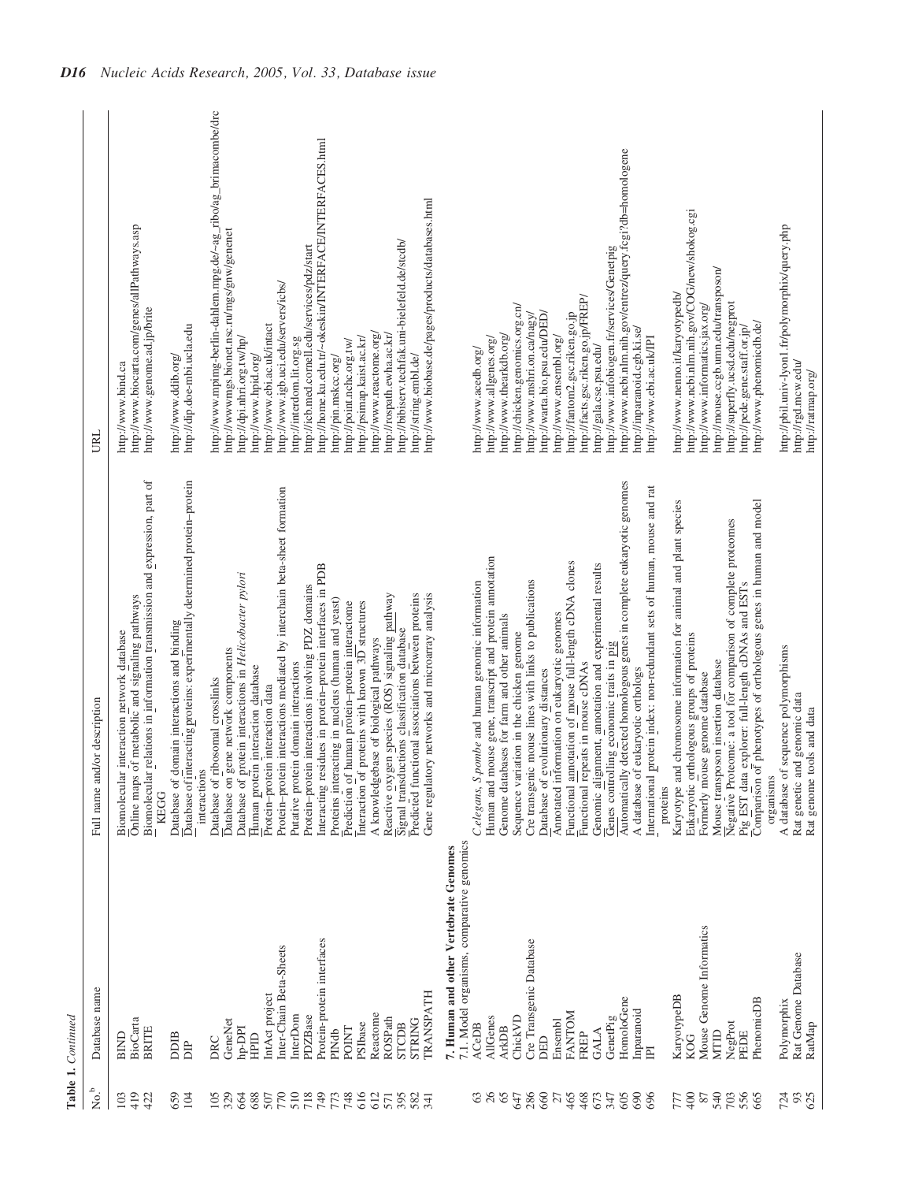**Table 1.** *Continued*

| No.[b] | Database name | Full name and/or description | URL |
|---|---|---|---|
| 103 | BIND | Biomolecular interaction network database | http://www.bind.ca |
| 419 | BioCarta | Online maps of metabolic and signaling pathways | http://www.biocarta.com/genes/allPathways.asp |
| 422 | BRITE | Biomolecular relations in information transmission and expression, part of KEGG | http://www.genome.ad.jp/brite |
| 659 | DDIB | Database of domain interactions and binding | http://www.ddib.org/ |
| 104 | DIP | Database of interacting proteins: experimentally determined protein–protein interactions | http://dip.doe-mbi.ucla.edu |
| 105 | DRC | Database of ribosomal crosslinks | http://www.mpimg-berlin-dahlem.mpg.de/~ag_ribo/ag_brimacombe/drc |
| 329 | GeneNet | Database on gene network components | http://wwwmgs.bionet.nsc.ru/mgs/gnw/genenet |
| 664 | hp-DPI | Database of protein interactions in *Helicobacter pylori* | http://dpi.nhri.org.tw/hp/ |
| 688 | HPID | Human protein interaction database | http://www.hpid.org/ |
| 507 | IntAct project | Protein–protein interaction data | http://www.ebi.ac.uk/intact |
| 770 | Inter-Chain Beta-Sheets | Protein–protein interactions mediated by interchain beta-sheet formation | http://www.igb.uci.edu/servers/icbs/ |
| 510 | InterDom | Putative protein domain interactions | http://interdom.lit.org.sg |
| 718 | PDZBase | Protein–protein interactions involving PDZ domains | http://icb.med.cornell.edu/services/pdz/start |
| 749 | Protein-protein interfaces | Interacting residues in protein–protein interfaces in PDB | http://home.ku.edu.tr/~okeskin/INTERFACE/INTERFACES.html |
| 773 | PINdb | Proteins interacting in nucleus (human and yeast) | http://pin.mskcc.org/ |
| 748 | POINT | Prediction of human protein–protein interactome | http://point.nchc.org.tw/ |
| 616 | PSIbase | Interaction of proteins with known 3D structures | http://psimap.kaist.ac.kr/ |
| 612 | Reactome | A knowledgebase of biological pathways | http://www.reactome.org/ |
| 571 | ROSPath | Reactive oxygen species (ROS) signaling pathway | http://rospath.ewha.ac.kr/ |
| 395 | STCDB | Signal transductions classification database | http://bibiserv.techfak.uni-bielefeld.de/stcdb/ |
| 582 | STRING | Predicted functional associations between proteins | http://string.embl.de/ |
| 341 | TRANSPATH | Gene regulatory networks and microarray analysis | http://www.biobase.de/pages/products/databases.html |
| | **7. Human and other Vertebrate Genomes** | | |
| | 7.1. Model organisms, comparative genomics | | |
| 63 | ACeDB | *C.elegans, S.pombe* and human genomic information | http://www.acedb.org/ |
| 26 | AllGenes | Human and mouse gene, transcript and protein annotation | http://www.allgenes.org/ |
| 65 | ArkDB | Genome databases for farm and other animals | http://www.thearkdb.org/ |
| 647 | ChickVD | Sequence variation in the chicken genome | http://chicken.genomics.org.cn/ |
| 286 | Cre Transgenic Database | Cre transgenic mouse lines with links to publications | http://www.mshri.on.ca/nagy/ |
| 660 | DED | Database of evolutionary distances | http://warta.bio.psu.edu/DED/ |
| 27 | Ensembl | Annotated information on eukaryotic genomes | http://www.ensembl.org/ |
| 465 | FANTOM | Functional annotation of mouse full-length cDNA clones | http://fantom2.gsc.riken.go.jp |
| 468 | FREP | Functional repeats in mouse cDNAs | http://facts.gsc.riken.go.jp/FREP/ |
| 673 | GALA | Genomic alignment, annotation and experimental results | http://gala.cse.psu.edu/ |
| 347 | GenetPig | Genes controlling economic traits in pig | http://www.infobiogen.fr/services/Genetpig |
| 605 | HomoloGene | Automatically detected homologous genes in complete eukaryotic genomes | http://www.ncbi.nlm.nih.gov/entrez/query.fcgi?db=homologene |
| 690 | Inparanoid | A database of eukaryotic orthologs | http://inparanoid.cgb.ki.se/ |
| 696 | IPI | International protein index: non-redundant sets of human, mouse and rat proteins | http://www.ebi.ac.uk/IPI |
| 777 | KaryotypeDB | Karyotype and chromosome information for animal and plant species | http://www.nenno.it/karyotypedb/ |
| 400 | KOG | Eukaryotic orthologous groups of proteins | http://www.ncbi.nlm.nih.gov/COG/new/shokog.cgi |
| 87 | Mouse Genome Informatics | Formerly mouse genome database | http://www.informatics.jax.org/ |
| 540 | MTID | Mouse transposon insertion database | http://mouse.ccgb.umn.edu/transposon/ |
| 703 | NegProt | Negative Proteome: a tool for comparison of complete proteomes | http://superfly.ucsd.edu/negprot |
| 556 | PEDE | Pig EST data explorer: full-length cDNAs and ESTs | http://pede.gene.staff.or.jp/ |
| 665 | PhenomicDB | Comparison of phenotypes of orthologous genes in human and model organisms | http://www.phenomicdb.de/ |
| 724 | Polymorphix | A database of sequence polymorphisms | http://pbil.univ-lyon1.fr/polymorphix/query.php |
| 93 | Rat Genome Database | Rat genetic and genomic data | http://rgd.mcw.edu/ |
| 625 | RatMap | Rat genome tools and data | http://ratmap.org/ |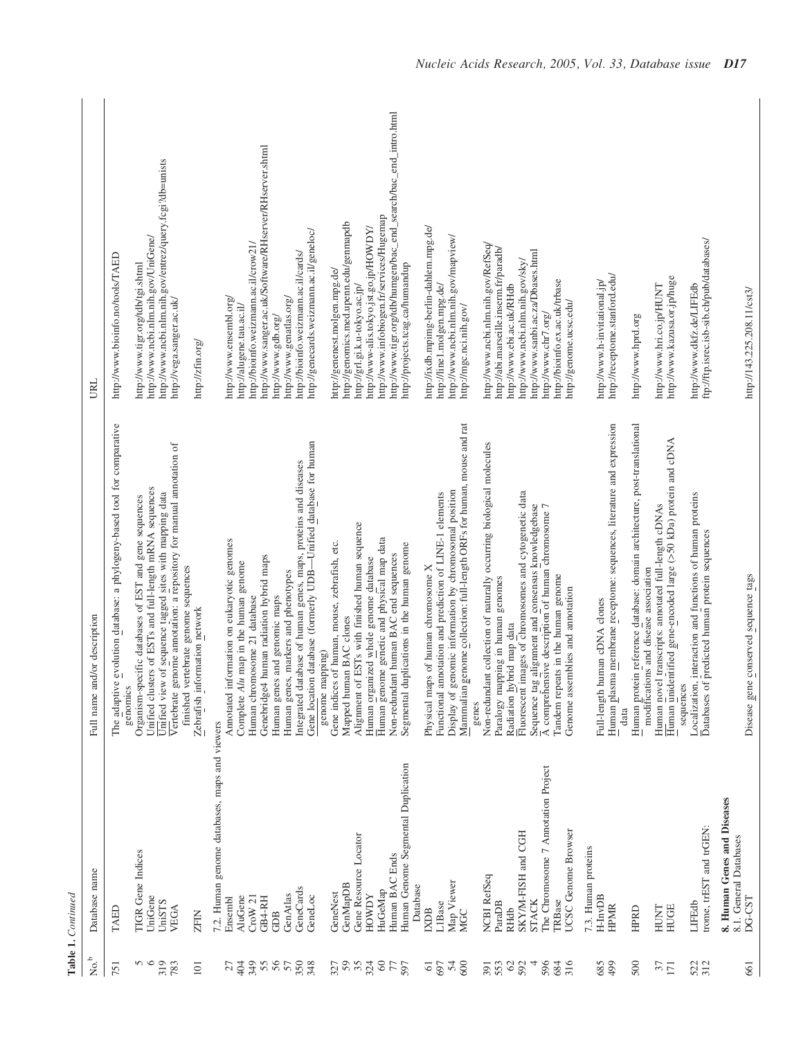**Table 1.** *Continued*

| No.[b] | Database name | Full name and/or description | URL |
|---|---|---|---|
| 751 | TAED | The adaptive evolution database: a phylogeny-based tool for comparative genomics | http://www.bioinfo.no/tools/TAED |
| 5 | TIGR Gene Indices | Organism-specific databases of EST and gene sequences | http://www.tigr.org/tdb/tgi.shtml |
| 6 | UniGene | Unified clusters of ESTs and full-length mRNA sequences | http://www.ncbi.nlm.nih.gov/UniGene/ |
| 319 | UniSTS | Unified view of sequence tagged sites with mapping data | http://www.ncbi.nlm.nih.gov/entrez/query.fcgi?db=unists |
| 783 | VEGA | Vertebrate genome annotation: a repository for manual annotation of finished vertebrate genome sequences | http://vega.sanger.ac.uk/ |
| 101 | ZFIN | Zebrafish information network | http://zfin.org/ |
| | 7.2. Human genome databases, maps and viewers | | |
| 27 | Ensembl | Annotated information on eukaryotic genomes | http://www.ensembl.org/ |
| 404 | AluGene | Complete *Alu* map in the human genome | http://alugene.tau.ac.il/ |
| 349 | CroW 21 | Human chromosome 21 database | http://bioinfo.weizmann.ac.il/crow21/ |
| 55 | GB4-RH | Genebridge4 human radiation hybrid maps | http://www.sanger.ac.uk/Software/RHserver/RHserver.shtml |
| 56 | GDB | Human genes and genomic maps | http://www.gdb.org/ |
| 57 | GenAtlas | Human genes, markers and phenotypes | http://www.genatlas.org/ |
| 350 | GeneCards | Integrated database of human genes, maps, proteins and diseases | http://bioinfo.weizmann.ac.il/cards/ |
| 348 | GeneLoc | Gene location database (formerly UDB—Unified database for human genome mapping) | http://genecards.weizmann.ac.il/geneloc/ |
| 327 | GeneNest | Gene indices of human, mouse, zebrafish, etc. | http://genenest.molgen.mpg.de/ |
| 59 | GenMapDB | Mapped human BAC clones | http://genomics.med.upenn.edu/genmapdb |
| 35 | Gene Resource Locator | Alignment of ESTs with finished human sequence | http://grl.gi.k.u-tokyo.ac.jp/ |
| 324 | HOWDY | Human organized whole genome database | http://www-alis.tokyo.jst.go.jp/HOWDY/ |
| 60 | HuGeMap | Human genome genetic and physical map data | http://www.infobiogen.fr/services/Hugemap |
| 77 | Human BAC Ends | Non-redundant human BAC end sequences | http://www.tigr.org/tdb/humgen/bac_end_search/bac_end_intro.html |
| 597 | Human Genome Segmental Duplication Database | Segmental duplications in the human genome | http://projects.tcag.ca/humandup |
| 61 | IXDB | Physical maps of human chromosome X | http://ixdb.mpimg-berlin-dahlem.mpg.de/ |
| 697 | L1Base | Functional annotation and prediction of LINE-1 elements | http://line1.molgen.mpg.de/ |
| 54 | Map Viewer | Display of genomic information by chromosomal position | http://www.ncbi.nlm.nih.gov/mapview/ |
| 600 | MGC | Mammalian genome collection: full-length ORFs for human, mouse and rat genes | http://mgc.nci.nih.gov/ |
| 391 | NCBI RefSeq | Non-redundant collection of naturally occurring biological molecules | http://www.ncbi.nlm.nih.gov/RefSeq/ |
| 553 | ParaDB | Paralogy mapping in human genomes | http://abi.marseille.inserm.fr/paradb/ |
| 62 | RHdb | Radiation hybrid map data | http://www.ebi.ac.uk/RHdb |
| 592 | SKY/M-FISH and CGH | Fluorescent images of chromosomes and cytogenetic data | http://www.ncbi.nlm.nih.gov/sky/ |
| 4 | STACK | Sequence tag alignment and consensus knowledgebase | http://www.sanbi.ac.za/Dbases.html |
| 596 | The Chromosome 7 Annotation Project | A comprehensive description of human chromosome 7 | http://www.chr7.org/ |
| 684 | TRBase | Tandem repeats in the human genome | http://bioinfo.ex.ac.uk/trbase |
| 316 | UCSC Genome Browser | Genome assemblies and annotation | http://genome.ucsc.edu/ |
| | 7.3. Human proteins | | |
| 685 | H-InvDB | Full-length human cDNA clones | http://www.h-invitational.jp/ |
| 499 | HPMR | Human plasma membrane receptome: sequences, literature and expression data | http://receptome.stanford.edu/ |
| 500 | HPRD | Human protein reference database: domain architecture, post-translational modifications and disease association | http://www.hprd.org |
| 37 | HUNT | Human novel transcripts: annotated full-length cDNAs | http://www.hri.co.jp/HUNT |
| 171 | HUGE | Human unidentified gene-encoded large (>50 kDa) protein and cDNA sequences | http://www.kazusa.or.jp/huge |
| 522 | LIFEdb | Localization, interaction and functions of human proteins | http://www.dkfz.de/LIFEdb |
| 312 | trome, trEST and trGEN: | Databases of predicted human protein sequences | ftp://ftp.isrec.isb-sib.ch/pub/databases/ |
| | **8. Human Genes and Diseases** | | |
| | 8.1. General Databases | | |
| 661 | DG-CST | Disease gene conserved sequence tags | http://143.225.208.11/cst3/ |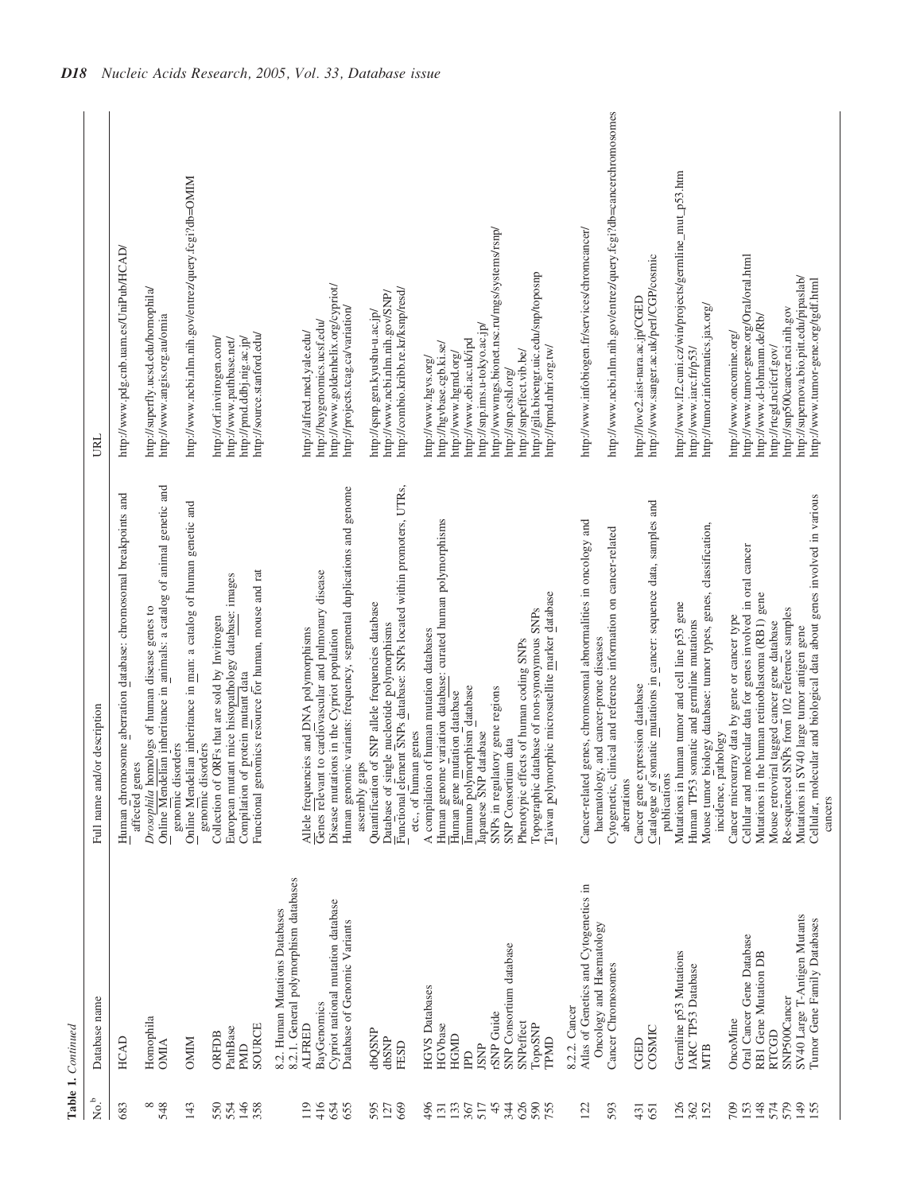**Table 1.** *Continued*

| No.[b] | Database name | Full name and/or description | URL |
|---|---|---|---|
| 683 | HCAD | Human chromosome aberration database: chromosomal breakpoints and affected genes | http://www.pdg.cnb.uam.es/UniPub/HCAD/ |
| 8 | Homophila | *Drosophila* homologs of human disease genes to | http://superfly.ucsd.edu/homophila/ |
| 548 | OMIA | Online Mendelian inheritance in animals: a catalog of animal genetic and genomic disorders | http://www.angis.org.au/omia |
| 143 | OMIM | Online Mendelian inheritance in man: a catalog of human genetic and genomic disorders | http://www.ncbi.nlm.nih.gov/entrez/query.fcgi?db=OMIM |
| 550 | ORFDB | Collection of ORFs that are sold by Invitrogen | http://orf.invitrogen.com/ |
| 554 | PathBase | European mutant mice histopathology database: images | http://www.pathbase.net/ |
| 146 | PMD | Compilation of protein mutant data | http://pmd.ddbj.nig.ac.jp/ |
| 358 | SOURCE | Functional genomics resource for human, mouse and rat | http://source.stanford.edu/ |
| | *8.2. Human Mutations Databases* | | |
| | *8.2.1. General polymorphism databases* | | |
| 119 | ALFRED | Allele frequencies and DNA polymorphisms | http://alfred.med.yale.edu/ |
| 416 | BayGenomics | Genes relevant to cardiovascular and pulmonary disease | http://baygenomics.ucsf.edu/ |
| 654 | Cypriot national mutation database | Disease mutations in the Cypriot population | http://www.goldenhelix.org/cypriot/ |
| 655 | Database of Genomic Variants | Human genomic variants: frequency, segmental duplications and genome assembly gaps | http://projects.tcag.ca/variation/ |
| 595 | dbQSNP | Quantification of SNP allele frequencies database | http://qsnp.gen.kyushu-u.ac.jp/ |
| 127 | dbSNP | Database of single nucleotide polymorphisms | http://www.ncbi.nlm.nih.gov/SNP/ |
| 669 | FESD | Functional element SNPs database: SNPs located within promoters, UTRs, etc., of human genes | http://combio.kribb.re.kr/ksnp/resd/ |
| 496 | HGVS Databases | A compilation of human mutation databases | http://www.hgvs.org/ |
| 131 | HGVbase | Human genome variation database: curated human polymorphisms | http://hgvbase.cgb.ki.se/ |
| 133 | HGMD | Human gene mutation database | http://www.hgmd.org/ |
| 367 | IPD | Immuno polymorphism database | http://www.ebi.ac.uk/ipd |
| 517 | JSNP | Japanese SNP database | http://snp.ims.u-tokyo.ac.jp/ |
| 45 | rSNP Guide | SNPs in regulatory gene regions | http://wwwmgs.bionet.nsc.ru/mgs/systems/rsnp/ |
| 344 | SNP Consortium database | SNP Consortium data | http://snp.cshl.org/ |
| 626 | SNPeffect | Phenotypic effects of human coding SNPs | http://snpeffect.vib.be/ |
| 590 | TopoSNP | Topographic database of non-synonymous SNPs | http://gila.bioengr.uic.edu/snp/toposnp |
| 755 | TPMD | Taiwan polymorphic microsatellite marker database | http://tpmd.nhri.org.tw/ |
| | *8.2.2. Cancer* | | |
| 122 | Atlas of Genetics and Cytogenetics in Oncology and Haematology | Cancer-related genes, chromosomal abnormalities in oncology and haematology, and cancer-prone diseases | http://www.infobiogen.fr/services/chromcancer/ |
| 593 | Cancer Chromosomes | Cytogenetic, clinical and reference information on cancer-related aberrations | http://www.ncbi.nlm.nih.gov/entrez/query.fcgi?db=cancerchromosomes |
| 431 | CGED | Cancer gene expression database | http://love2.aist-nara.ac.jp/CGED |
| 651 | COSMIC | Catalogue of somatic mutations in cancer: sequence data, samples and publications | http://www.sanger.ac.uk/perl/CGP/cosmic |
| 126 | Germline p53 Mutations | Mutations in human tumor and cell line p53 gene | http://www.lf2.cuni.cz/win/projects/germline_mut_p53.htm |
| 362 | IARC TP53 Database | Human TP53 somatic and germline mutations | http://www.iarc.fr/p53/ |
| 152 | MTB | Mouse tumor biology database: tumor types, genes, classification, incidence, pathology | http://tumor.informatics.jax.org/ |
| 709 | OncoMine | Cancer microarray data by gene or cancer type | http://www.oncomine.org/ |
| 153 | Oral Cancer Gene Database | Cellular and molecular data for genes involved in oral cancer | http://www.tumor-gene.org/Oral/oral.html |
| 148 | RB1 Gene Mutation DB | Mutations in the human retinoblastoma (RB1) gene | http://www.d-lohmann.de/Rb/ |
| 574 | RTCGD | Mouse retroviral tagged cancer gene database | http://rtcgd.ncifcrf.gov/ |
| 579 | SNP500Cancer | Re-sequenced SNPs from 102 reference samples | http://snp500cancer.nci.nih.gov |
| 149 | SV40 Large T-Antigen Mutants | Mutations in SV40 large tumor antigen gene | http://supernova.bio.pitt.edu/pipaslab/ |
| 155 | Tumor Gene Family Databases | Cellular, molecular and biological data about genes involved in various cancers | http://www.tumor-gene.org/tgdf.html |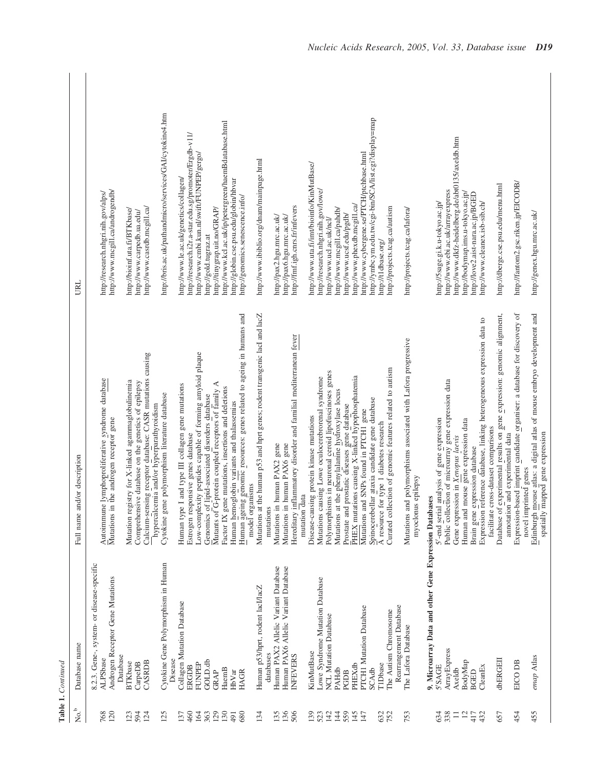**Table 1.** *Continued*

| No.[b] | Database name | Full name and/or description | URL |
|---|---|---|---|
| | 8.2.3. Gene-, system- or disease-specific | | |
| 768 | ALPSbase | Autoimmune lymphoproliferative syndrome database | http://research.nhgri.nih.gov/alps/ |
| 120 | Androgen Receptor Gene Mutations Database | Mutations in the androgen receptor gene | http://www.mcgill.ca/androgendb/ |
| 123 | BTKbase | Mutation registry for X-linked agammaglobulinemia | http://bioinf.uta.fi/BTKbase/ |
| 594 | CarpeDB | Comprehensive database on the genetics of epilepsy | http://www.carpedb.ua.edu/ |
| 124 | CASRDB | Calcium-sensing receptor database: CASR mutations causing hypercalcemia and/or hyperparathyroidism | http://www.casrdb.mcgill.ca/ |
| 125 | Cytokine Gene Polymorphism in Human Disease | Cytokine gene polymorphism literature database | http://bris.ac.uk/pathandmicro/services/GAI/cytokine4.htm |
| 137 | Collagen Mutation Database | Human type I and type III collagen gene mutations | http://www.le.ac.uk/genetics/collagen/ |
| 460 | ERGDB | Estrogen responsive genes database | http://research.i2r.a-star.edu.sg/promoter/Ergdb-v11/ |
| 164 | FUNPEP | Low-complexity peptides capable of forming amyloid plaque | http://www.cmbi.kun.nl/swift/FUNPEP/gergo/ |
| 363 | GOLD.db | Genomics of lipid-associated disorders database | http://gold.tugraz.at |
| 129 | GRAP | Mutants of G-protein coupled receptors of family A | http://tinygrap.uit.no/GRAP/ |
| 130 | HaemB | Factor IX gene mutations, insertions and deletions | http://www.kcl.ac.uk/ip/petergreen/haemBdatabase.html |
| 491 | HbVar | Human hemoglobin variants and thalassemias | http://globin.cse.psu.edu/globin/hbvar |
| 680 | HAGR | Human ageing genomic resources: genes related to ageing in humans and model organisms | http://genomics.senescence.info/ |
| 134 | Human p53/hprt, rodent lacI/lacZ databases | Mutations at the human p53 and hprt genes; rodent transgenic lacI and lacZ mutations | http://www.iblio.org/dnam/mainpage.html |
| 135 | Human PAX2 Allelic Variant Database | Mutations in human PAX2 gene | http://pax2.hgu.mrc.ac.uk/ |
| 136 | Human PAX6 Allelic Variant Database | Mutations in human PAX6 gene | http://pax6.hgu.mrc.ac.uk/ |
| 506 | INFEVERS | Hereditary inflammatory disorder and familial mediterranean fever mutation data | http://fmf.igh.cnrs.fr/infevers |
| 139 | KinMutBase | Disease-causing protein kinase mutations | http://www.uta.fi/imt/bioinfo/KinMutBase/ |
| 523 | Lowe Syndrome Mutation Database | Mutations causing Lowe oculocerebrorenal syndrome | http://research.nhgri.nih.gov/lowe/ |
| 142 | NCL Mutation Database | Polymorphisms in neuronal ceroid lipofuscinoses genes | http://www.ucl.ac.uk/ncl/ |
| 144 | PAHdb | Mutations at the phenylalanine hydroxylase locus | http://www.mcgill.ca/pahdb/ |
| 559 | PGDB | Prostate and prostatic diseases gene database | http://www.ucsf.edu/pgdb/ |
| 145 | PHEXdb | PHEX mutations causing X-linked hypophosphatemia | http://www.phexdb.mcgill.ca/ |
| 147 | PTCH1 Mutation Database | Mutations and SNPs found in PTCH1 gene | http://www.cybergene.se/PTCH/ptchbase.html |
| | SCAdb | Spinocerebellar ataxia candidate gene database | http://ymbc.ym.edu.tw/cgi-bin/SCA/list.cgi?display=map |
| 632 | T1Dbase | A resource for type 1 diabetes research | http://t1dbase.org/ |
| 752 | The Autism Chromosome Rearrangement Database | Curated collection of genomic features related to autism | http://projects.tcag.ca/autism |
| 753 | The Lafora Database | Mutations and polymorphisms associated with Lafora progressive myoclonus epilepsy | http://projects.tcag.ca/lafora/ |
| | **9. Microarray Data and other Gene Expression Databases** | | |
| 634 | 5'SAGE | 5'-end serial analysis of gene expression | http://5sage.gi.k.u-tokyo.ac.jp/ |
| 338 | ArrayExpress | Public collection of microarray gene expression data | http://www.ebi.ac.uk/arrayexpress |
| 11 | Axeldb | Gene expression in *Xenopus laevis* | http://www.dkfz-heidelberg.de/abt0135/axeldb.htm |
| 12 | BodyMap | Human and mouse gene expression data | http://bodymap.ims.u-tokyo.ac.jp/ |
| 417 | BGED | Brain gene expression database | http://love2.aist-nara.ac.jp/BGED |
| 432 | CleanEx | Expression reference database, linking heterogeneous expression data to facilitate cross-dataset comparisons | http://www.cleanex.isb-sib.ch/ |
| 657 | dbERGEII | Database of experimental results on gene expression: genomic alignment, annotation and experimental data | http://dberge.cse.psu.edu/menu.html |
| 454 | EICO DB | Expression-based imprint candidate organiser: a database for discovery of novel imprinted genes | http://fantom2.gsc.riken.jp/EICODB/ |
| 455 | *emap* Atlas | Edinburgh mouse atlas: a digital atlas of mouse embryo development and spatially mapped gene expression | http://genex.hgu.mrc.ac.uk/ |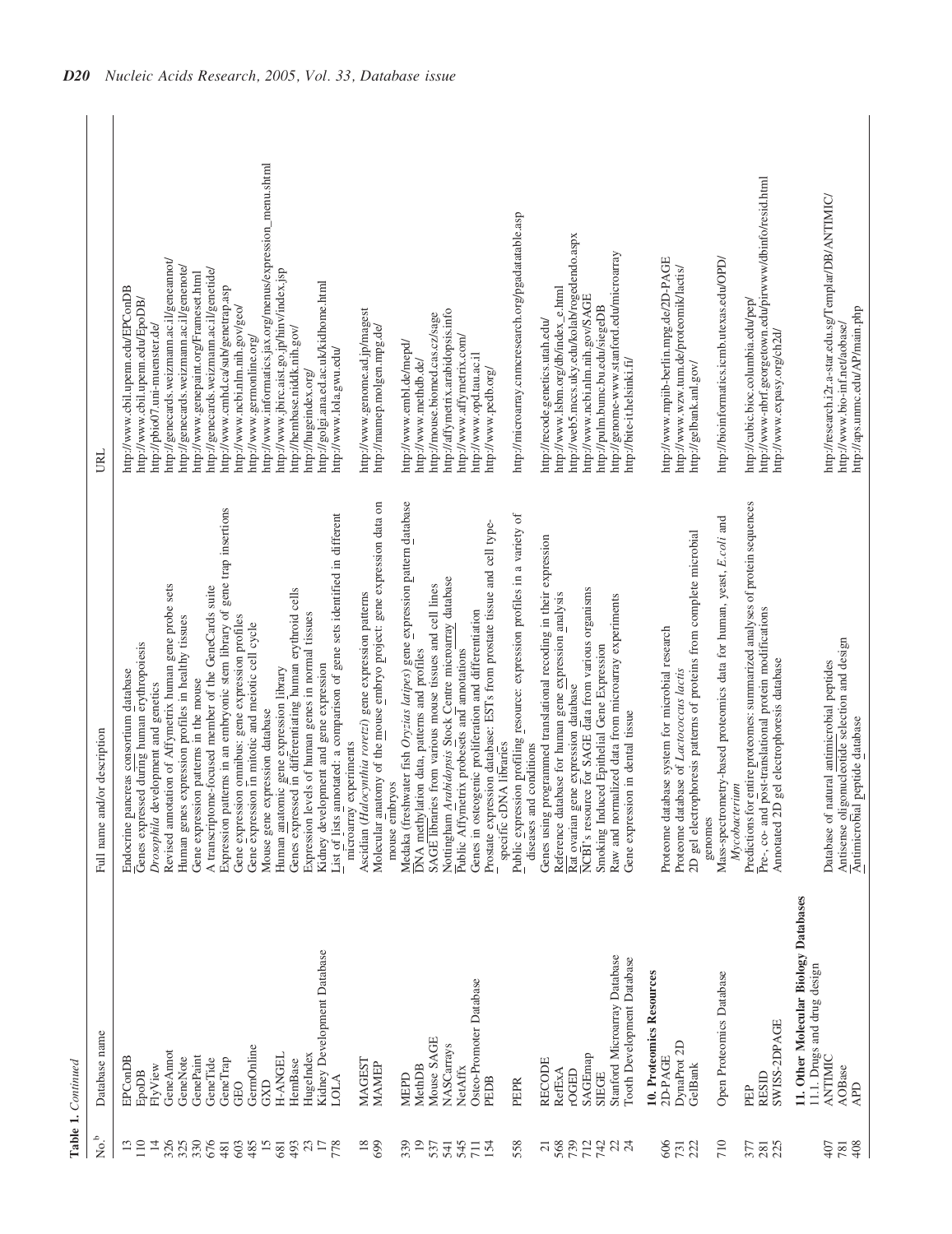**Table 1.** *Continued*

| No.[b] | Database name | Full name and/or description | URL |
|---|---|---|---|
| 13 | EPConDB | Endocrine pancreas consortium database | http://www.cbil.upenn.edu/EPConDB |
| 110 | EpoDB | Genes expressed during human erythropoiesis | http://www.cbil.upenn.edu/EpoDB/ |
| 14 | FlyView | *Drosophila* development and genetics | http://pbio07.uni-muenster.de/ |
| 326 | GeneAnnot | Revised annotation of Affymetrix human gene probe sets | http://genecards.weizmann.ac.il/geneannot/ |
| 325 | GeneNote | Human genes expression profiles in healthy tissues | http://genecards.weizmann.ac.il/genenote/ |
| 330 | GenePaint | Gene expression patterns in the mouse | http://www.genepaint.org/Frameset.html |
| 676 | GeneTide | A transcriptome-focused member of the GeneCards suite | http://genecards.weizmann.ac.il/genetide/ |
| 481 | GeneTrap | Expression patterns in an embryonic stem library of gene trap insertions | http://www.cmhd.ca/sub/genetrap.asp |
| 603 | GEO | Gene expression omnibus: gene expression profiles | http://www.ncbi.nlm.nih.gov/geo/ |
| 485 | GermOnline | Gene expression in mitotic and meiotic cell cycle | http://www.germonline.org/ |
| 15 | GXD | Mouse gene expression database | http://www.informatics.jax.org/menus/expression_menu.shtml |
| 681 | H-ANGEL | Human anatomic gene expression library | http://www.jbirc.aist.go.jp/hinv/index.jsp |
| 493 | HemBase | Genes expressed in differentiating human erythroid cells | http://hembase.niddk.nih.gov/ |
| 23 | HugeIndex | Expression levels of human genes in normal tissues | http://hugeindex.org/ |
| 17 | Kidney Development Database | Kidney development and gene expression | http://golgi.ana.ed.ac.uk/kidhome.html |
| 778 | LOLA | List of lists annotated: a comparison of gene sets identified in different microarray experiments | http://www.lola.gwu.edu/ |
| 18 | MAGEST | Ascidian (*Halocynthia roretzi*) gene expression patterns | http://www.genome.ad.jp/magest |
| 699 | MAMEP | Molecular anatomy of the mouse embryo project: gene expression data on mouse embryos | http://mamep.molgen.mpg.de/ |
| 339 | MEPD | Medaka (freshwater fish *Oryzias latipes*) gene expression pattern database | http://www.embl.de/mepd/ |
| 19 | MethDB | DNA methylation data, patterns and profiles | http://www.methdb.de/ |
| 537 | Mouse SAGE | SAGE libraries from various mouse tissues and cell lines | http://mouse.biomed.cas.cz/sage |
| 541 | NASCarrays | Nottingham *Arabidopsis* Stock Centre microarray database | http://affymetrix.arabidopsis.info |
| 545 | NetAffx | Public Affymetrix probesets and annotations | http://www.affymetrix.com/ |
| 711 | Osteo-Promoter Database | Genes in osteogenic proliferation and differentiation | http://www.opd.tau.ac.il |
| 154 | PEDB | Prostate expression database: ESTs from prostate tissue and cell type-specific cDNA libraries | http://www.pedb.org/ |
| 558 | PEPR | Public expression profiling resource: expression profiles in a variety of diseases and conditions | http://microarray.cnmcresearch.org/pgadatatable.asp |
| 21 | RECODE | Genes using programmed translational recoding in their expression | http://recode.genetics.utah.edu/ |
| 568 | RefExA | Reference database for human gene expression analysis | http://www.lsbm.org/db/index_e.html |
| 739 | rOGED | Rat ovarian gene expression database | http://web5.mccs.uky.edu/kolab/rogedendo.aspx |
| 712 | SAGEmap | NCBI's resource for SAGE data from various organisms | http://www.ncbi.nlm.nih.gov/SAGE |
| 742 | SIEGE | Smoking Induced Epithelial Gene Expression | http://pulm.bumc.bu.edu/siegeDB |
| 22 | Stanford Microarray Database | Raw and normalized data from microarray experiments | http://genome-www.stanford.edu/microarray |
| 24 | Tooth Development Database | Gene expression in dental tissue | http://bite-it.helsinki.fi/ |
| | **10. Proteomics Resources** | | |
| 606 | 2D-PAGE | Proteome database system for microbial research | http://www.mpiib-berlin.mpg.de/2D-PAGE |
| 731 | DynaProt 2D | Proteome database of *Lactococcus lactis* | http://www.wzw.tum.de/proteomik/lactis/ |
| 222 | GelBank | 2D gel electrophoresis patterns of proteins from complete microbial genomes | http://gelbank.anl.gov/ |
| 710 | Open Proteomics Database | Mass-spectrometry-based proteomics data for human, yeast, *E.coli* and *Mycobacterium* | http://bioinformatics.icmb.utexas.edu/OPD/ |
| 377 | PEP | Predictions for entire proteomes: summarized analyses of protein sequences | http://cubic.bioc.columbia.edu/pep/ |
| 281 | RESID | Pre-, co- and post-translational protein modifications | http://www-nbrf.georgetown.edu/pirwww/dbinfo/resid.html |
| 225 | SWISS-2DPAGE | Annotated 2D gel electrophoresis database | http://www.expasy.org/ch2d/ |
| | **11. Other Molecular Biology Databases** | | |
| | 11.1. Drugs and drug design | | |
| 407 | ANTIMIC | Database of natural antimicrobial peptides | http://research.i2r.a-star.edu.sg/Templar/DB/ANTIMIC/ |
| 781 | AOBase | Antisense oligonucleotide selection and design | http://www.bio-inf.net/aobase/ |
| 408 | APD | Antimicrobial peptide database | http://aps.unmc.edu/AP/main.php |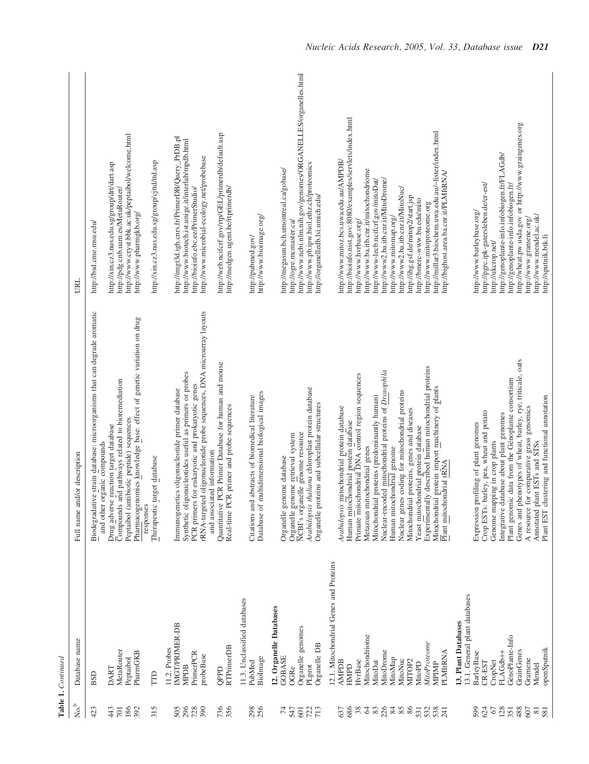**Table 1.** *Continued*

| No.[b] | Database name | Full name and/or description | URL |
|---|---|---|---|
| 423 | BSD | Biodegradative strain database: microorganisms that can degrade aromatic and other organic compounds | http://bsd.cme.msu.edu/ |
| 443 | DART | Drug adverse reaction target database | http://xin.cz3.nus.edu.sg/group/drt/dart.asp |
| 701 | MetaRouter | Compounds and pathways related to bioremediation | http://pdg.cnb.uam.es/MetaRouter/ |
| 186 | Peptaibol | Peptaibol (antibiotic peptide) sequences | http://www.cryst.bbk.ac.uk/peptaibol/welcome.html |
| 392 | PharmGKB | Pharmacogenomics knowledge base: effect of genetic variation on drug responses | http://www.pharmgkb.org/ |
| 315 | TTD | Therapeutic target database | http://xin.cz3.nus.edu.sg/group/cjttd/ttd.asp |
| | 11.2. Probes | | |
| 505 | IMGT/PRIMER-DB | Immunogenetics oligonucleotide primer database | http://imgt3d.igh.cnrs.fr/PrimerDB/Query_PrDB.pl |
| 296 | MPDB | Synthetic oligonucleotides useful as primers or probes | http://www.biotech.ist.unige.it/interlab/mpdb.html |
| 728 | PrimerPCR | PCR primers for eukaryotic and prokaryotic genes | http://bioinfo.ebc.ee/PrimerStudio/ |
| 390 | probeBase | rRNA-targeted oligonucleotide probe sequences, DNA microarray layouts and associated information | http://www.microbial-ecology.net/probebase |
| 736 | QPPD | Quantitative PCR Primer Database for human and mouse | http://web.ncifcrf.gov/rtp/GEL/primerdb/default.asp |
| 356 | RTPrimerDB | Real-time PCR primer and probe sequences | http://medgen.ugent.be/rtprimerdb/ |
| | 11.3. Unclassified databases | | |
| 298 | PubMed | Citations and abstracts of biomedical literature | http://pubmed.gov/ |
| 256 | BioImage | Database of multidimensional biological images | http://www.bioimage.org/ |
| | **12. Organelle Databases** | | |
| 74 | GOBASE | Organelle genome database | http://megasun.bch.umontreal.ca/gobase/ |
| 547 | OGRe | Organelle genome retrieval system | http://ogre.mcmaster.ca/ |
| 601 | Organelle genomes | NCBI's organelle genome resource | http://www.ncbi.nlm.nih.gov/genomes/ORGANELLES/organelles.html |
| 722 | PLprot | *Arabidopsis thaliana* chloroplast protein database | http://www.pb.ipw.biol.ethz.ch/proteomics |
| 713 | Organelle DB | Organelle proteins and subcellular structures | http://organelledb.lsi.umich.edu/ |
| | 12.1. Mitochondrial Genes and Proteins | | |
| 637 | AMPDB | *Arabidopsis* mitochondrial protein database | http://www.mitoz.bcs.uwa.edu.au/AMPDB/ |
| 686 | HMPD | Human mitochondrial protein database | http://bioinfo.nist.gov:8080/examples/servlets/index.html |
| 38 | HvrBase | Primate mitochondrial DNA control region sequences | http://www.hvrbase.org/ |
| 64 | Mitochondriome | Metazoan mitochondrial genes | http://www.ba.itb.cnr.it/mitochondriome |
| 83 | MitoDat | Mitochondrial proteins (predominantly human) | http://www-lecb.ncifcrf.gov/mitoDat/ |
| 226 | MitoDrome | Nuclear-encoded mitochondrial proteins of *Drosophila* | http://www2.ba.itb.cnr.it/MitoDrome/ |
| 84 | MitoMap | Human mitochondrial genome | http://www.mitomap.org/ |
| 85 | MitoNuc | Nuclear genes coding for mitochondrial proteins | http://www2.ba.itb.cnr.it/MitoNuc/ |
| 86 | MITOP2 | Mitochondrial proteins, genes and diseases | http://ihg.gsf.de/mitop2/start.jsp |
| 531 | MitoPD | Yeast mitochondrial protein database | http://bmerc-www.bu.edu/mito |
| 532 | *MitoProteome* | Experimentally described human mitochondrial proteins | http://www.mitoproteome.org |
| 538 | MPIMP | Mitochondrial protein import machinery of plants | http://millar3.biochem.uwa.edu.au/~lister/index.html |
| 241 | PLMItRNA | Plant mitochondrial tRNA | http://bighost.area.ba.cnr.it/PLMItRNA/ |
| | **13. Plant Databases** | | |
| | 13.1. General plant databases | | |
| 599 | BarleyBase | Expression profiling of plant genomes | http://www.barleybase.org/ |
| 624 | CR-EST | Crop ESTs: barley, pea, wheat and potato | http://pgrc.ipk-gatersleben.de/cr-est/ |
| 67 | CropNet | Genome mapping in crop plants | http://ukcrop.net/ |
| 128 | FLAGdb++ | Integrative database about plant genomes | http://genoplante-info.infobiogen.fr/FLAGdb/ |
| 351 | GénoPlante-Info | Plant genomic data from the Génoplante consortium | http://genoplante-info.infobiogen.fr/ |
| 488 | GrainGenes | Genes and phenotypes of wheat, barley, rye, triticale, oats | http://wheat.pw.usda.gov or http://www.graingenes.org |
| 607 | Gramene | A resource for comparative grass genomics | http://www.gramene.org/ |
| 81 | Mendel | Annotated plant ESTs and STSs | http://www.mendel.ac.uk/ |
| 581 | openSputnik | Plant EST clustering and functional annotation | http://sputnik.btk.fi |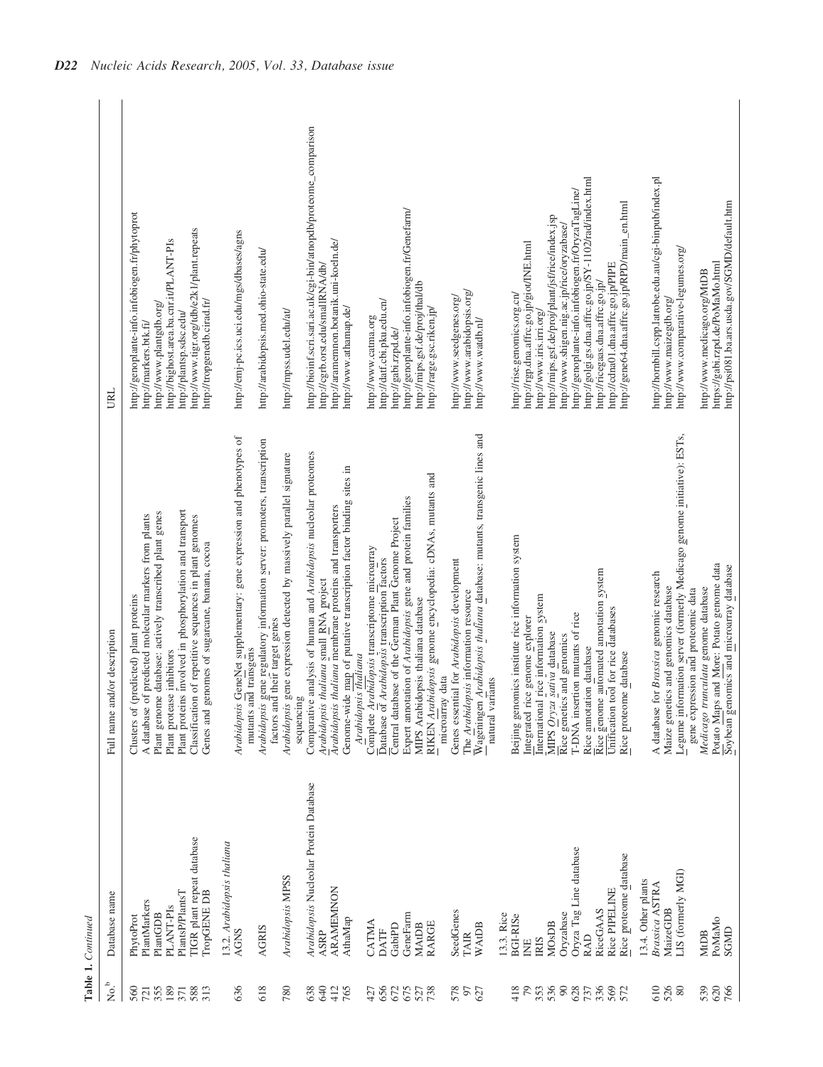**Table 1.** *Continued*

| No.[b] | Database name | Full name and/or description | URL |
|---|---|---|---|
| 560 | PhytoProt | Clusters of (predicted) plant proteins | http://genoplante-info.infobiogen.fr/phytoprot |
| 721 | PlantMarkers | A database of predicted molecular markers from plants | http://markers.btk.fi/ |
| 355 | PlantGDB | Plant genome database: actively transcribed plant genes | http://www.plantgdb.org/ |
| 189 | PLANT-PIs | Plant protease inhibitors | http://bighost.area.ba.cnr.it/PLANT-PIs |
| 371 | PlantsP/PlantsT | Plant proteins involved in phosphorylation and transport | http://plantsp.sdsc.edu/ |
| 588 | TIGR plant repeat database | Classification of repetitive sequences in plant genomes | http://www.tigr.org/tdb/e2k1/plant.repeats |
| 313 | TropGENE DB | Genes and genomes of sugarcane, banana, cocoa | http://tropgenedb.cirad.fr/ |
| | 13.2. *Arabidopsis thaliana* | | |
| 636 | AGNS | *Arabidopsis* GeneNet supplementary: gene expression and phenotypes of mutants and transgens | http://emi-pc.ics.uci.edu/mgs/dbases/agns |
| 618 | AGRIS | *Arabidopsis* gene regulatory information server: promoters, transcription factors and their target genes | http://arabidopsis.med.ohio-state.edu/ |
| 780 | *Arabidopsis* MPSS | *Arabidopsis* gene expression detected by massively parallel signature sequencing | http://mpss.udel.edu/at/ |
| 638 | *Arabidopsis* Nucleolar Protein Database | Comparative analysis of human and *Arabidopsis* nucleolar proteomes | http://bioinf.scri.sari.ac.uk/cgi-bin/atnopdb/proteome_comparison |
| 640 | ASRP | *Arabidopsis thaliana* small RNA project | http://cgrb.orst.edu/smallRNA/db/ |
| 412 | ARAMEMNON | *Arabidopsis thaliana* membrane proteins and transporters | http://aramemnon.botanik.uni-koeln.de/ |
| 765 | AthaMap | Genome-wide map of putative transcription factor binding sites in *Arabidopsis thaliana* | http://www.athamap.de/ |
| 427 | CATMA | Complete *Arabidopsis* transcriptome microarray | http://www.catma.org |
| 656 | DATF | Database of *Arabidopsis* transcription factors | http://datf.cbi.pku.edu.cn/ |
| 672 | GabiPD | Central database of the German Plant Genome Project | http://gabi.rzpd.de/ |
| 675 | GeneFarm | Expert annotation of *Arabidopsis* gene and protein families | http://genoplante-info.infobiogen.fr/Genefarm/ |
| 527 | MAtDB | MIPS Arabidopsis thaliana database | http://mips.gsf.de/proj/thal/db |
| 738 | RARGE | RIKEN *Arabidopsis* genome encyclopedia: cDNAs, mutants and microarray data | http://rarge.gsc.riken.jp/ |
| 578 | SeedGenes | Genes essential for *Arabidopsis* development | http://www.seedgenes.org/ |
| 97 | TAIR | The *Arabidopsis* information resource | http://www.arabidopsis.org/ |
| 627 | WAtDB | Wageningen *Arabidopsis thaliana* database: mutants, transgenic lines and natural variants | http://www.watdb.nl/ |
| | 13.3. Rice | | |
| 418 | BGI-RISe | Beijing genomics institute rice information system | http://rise.genomics.org.cn/ |
| 79 | INE | Integrated rice genome explorer | http://rgp.dna.affrc.go.jp/giot/INE.html |
| 353 | IRIS | International rice information system | http://www.iris.irri.org/ |
| 536 | MOsDB | MIPS *Oryza sativa* database | http://mips.gsf.de/proj/plant/jsf/rice/index.jsp |
| 90 | Oryzabase | Rice genetics and genomics | http://www.shigen.nig.ac.jp/rice/oryzabase/ |
| 628 | Oryza Tag Line database | T-DNA insertion mutants of rice | http://genoplante-info.infobiogen.fr/OryzaTagLine/ |
| 737 | RAD | Rice annotation database | http://golgi.gs.dna.affrc.go.jp/SY-1102/rad/index.html |
| 336 | RiceGAAS | Rice genome automated annotation system | http://ricegaas.dna.affrc.go.jp/ |
| 569 | Rice PIPELINE | Unification tool for rice databases | http://cdna01.dna.affrc.go.jp/PIPE |
| 572 | Rice proteome database | Rice proteome database | http://gene64.dna.affrc.go.jp/RPD/main_en.html |
| | 13.4. Other plants | | |
| 610 | *Brassica* ASTRA | A database for *Brassica* genomic research | http://hornbill.cspp.latrobe.edu.au/cgi-binpub/index.pl |
| 526 | MaizeGDB | Maize genetics and genomics database | http://www.maizegdb.org/ |
| 80 | LIS (formerly MGI) | Legume information server (formerly Medicago genome initiative): ESTs, gene expression and proteomic data | http://www.comparative-legumes.org/ |
| 539 | MtDB | *Medicago truncatula* genome database | http://www.medicago.org/MtDB |
| 620 | PoMaMo | Potato Maps and More: Potato genome data | https://gabi.rzpd.de/PoMaMo.html |
| 766 | SGMD | Soybean genomics and microarray database | http://psi081.ba.ars.usda.gov/SGMD/default.htm |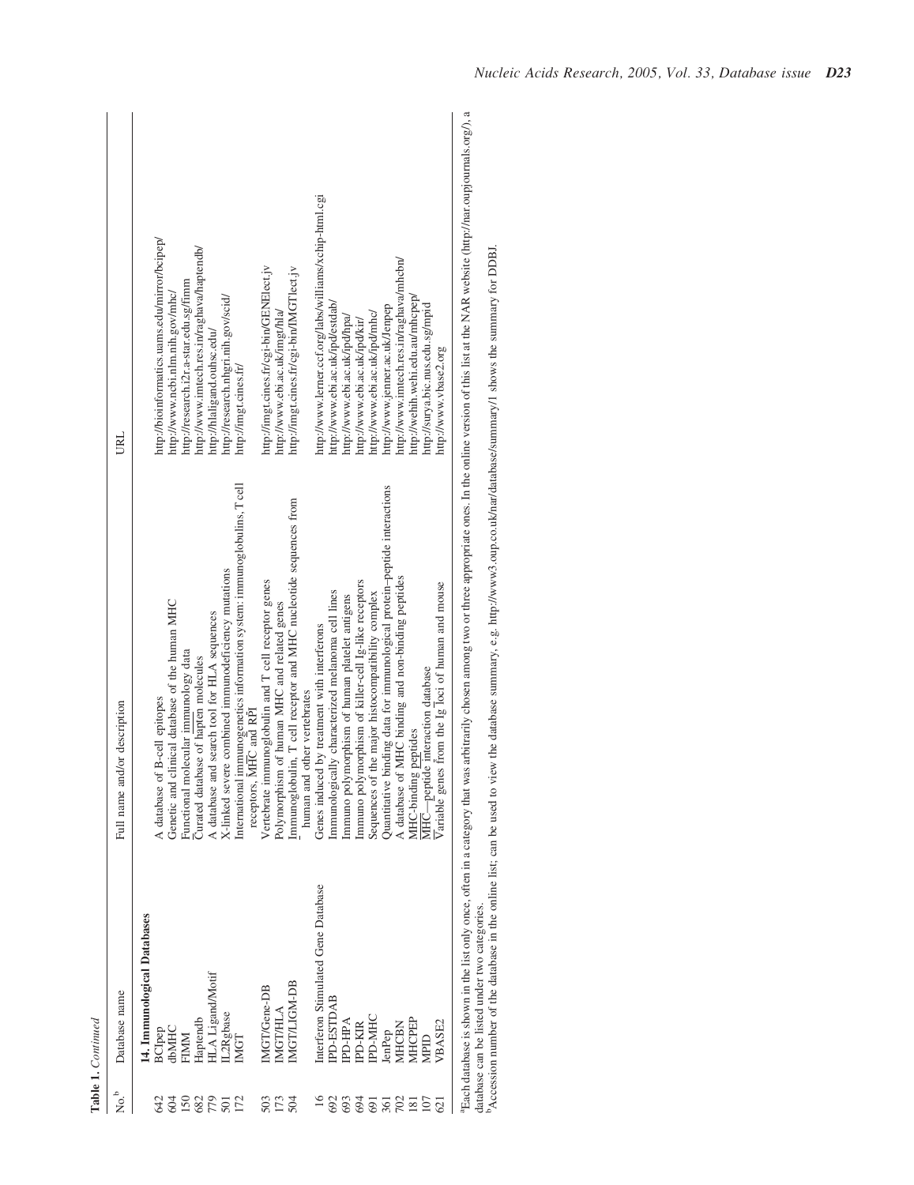**Table 1.** *Continued*

| No.[b] | Database name | Full name and/or description | URL |
|---|---|---|---|
| | **14. Immunological Databases** | | |
| 642 | BCIpep | A database of B-cell epitopes | http://bioinformatics.uams.edu/mirror/bcipep/ |
| 604 | dbMHC | Genetic and clinical database of the human MHC | http://www.ncbi.nlm.nih.gov/mhc/ |
| 150 | FIMM | Functional molecular immunology data | http://research.i2r.a-star.edu.sg/fimm |
| 682 | Haptendb | Curated database of hapten molecules | http://www.imtech.res.in/raghava/haptendb/ |
| 779 | HLA Ligand/Motif | A database and search tool for HLA sequences | http://hlaligand.ouhsc.edu/ |
| 501 | IL2Rgbase | X-linked severe combined immunodeficiency mutations | http://research.nhgri.nih.gov/scid/ |
| 172 | IMGT | International immunogenetics information system: immunoglobulins, T cell receptors, MHC and RPI | http://imgt.cines.fr/ |
| 503 | IMGT/Gene-DB | Vertebrate immunoglobulin and T cell receptor genes | http://imgt.cines.fr/cgi-bin/GENElect.jv |
| 173 | IMGT/HLA | Polymorphism of human MHC and related genes | http://www.ebi.ac.uk/imgt/hla/ |
| 504 | IMGT/LIGM-DB | Immunoglobulin, T cell receptor and MHC nucleotide sequences from human and other vertebrates | http://imgt.cines.fr/cgi-bin/IMGTlect.jv |
| 16 | Interferon Stimulated Gene Database | Genes induced by treatment with interferons | http://www.lerner.ccf.org/labs/williams/xchip-html.cgi |
| 692 | IPD-ESTDAB | Immunologically characterized melanoma cell lines | http://www.ebi.ac.uk/ipd/estdab/ |
| 693 | IPD-HPA | Immuno polymorphism of human platelet antigens | http://www.ebi.ac.uk/ipd/hpa/ |
| 694 | IPD-KIR | Immuno polymorphism of killer-cell Ig-like receptors | http://www.ebi.ac.uk/ipd/kir/ |
| 691 | IPD-MHC | Sequences of the major histocompatibility complex | http://www.ebi.ac.uk/ipd/mhc/ |
| 361 | JenPep | Quantitative binding data for immunological protein–peptide interactions | http://www.jenner.ac.uk/Jenpep |
| 702 | MHCBN | A database of MHC binding and non-binding peptides | http://www.imtech.res.in/raghava/mhcbn/ |
| 181 | MHCPEP | MHC-binding peptides | http://wehih.wehi.edu.au/mhcpep/ |
| 107 | MPID | MHC—peptide interaction database | http://surya.bic.nus.edu.sg/mpid |
| 621 | VBASE2 | Variable genes from the Ig loci of human and mouse | http://www.vbase2.org |

[a]Each database is shown in the list only once, often in a category that was arbitrarily chosen among two or three appropriate ones. In the online version of this list at the NAR website (http://nar.oupjournals.org/), a database can be listed under two categories.
[b]Accession number of the database in the online list; can be used to view the database summary, e.g. http://www3.oup.co.uk/nar/database/summary/1 shows the summary for DDBJ.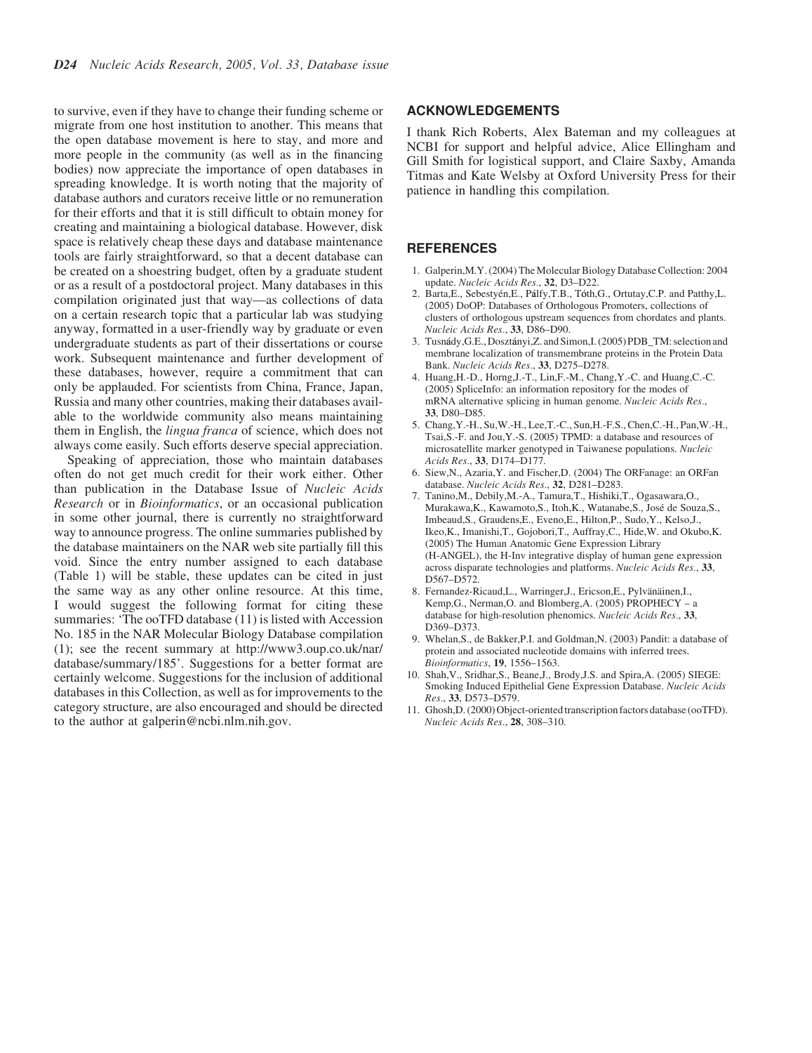to survive, even if they have to change their funding scheme or migrate from one host institution to another. This means that the open database movement is here to stay, and more and more people in the community (as well as in the financing bodies) now appreciate the importance of open databases in spreading knowledge. It is worth noting that the majority of database authors and curators receive little or no remuneration for their efforts and that it is still difficult to obtain money for creating and maintaining a biological database. However, disk space is relatively cheap these days and database maintenance tools are fairly straightforward, so that a decent database can be created on a shoestring budget, often by a graduate student or as a result of a postdoctoral project. Many databases in this compilation originated just that way—as collections of data on a certain research topic that a particular lab was studying anyway, formatted in a user-friendly way by graduate or even undergraduate students as part of their dissertations or course work. Subsequent maintenance and further development of these databases, however, require a commitment that can only be applauded. For scientists from China, France, Japan, Russia and many other countries, making their databases available to the worldwide community also means maintaining them in English, the *lingua franca* of science, which does not always come easily. Such efforts deserve special appreciation.

Speaking of appreciation, those who maintain databases often do not get much credit for their work either. Other than publication in the Database Issue of *Nucleic Acids Research* or in *Bioinformatics*, or an occasional publication in some other journal, there is currently no straightforward way to announce progress. The online summaries published by the database maintainers on the NAR web site partially fill this void. Since the entry number assigned to each database (Table 1) will be stable, these updates can be cited in just the same way as any other online resource. At this time, I would suggest the following format for citing these summaries: 'The ooTFD database (11) is listed with Accession No. 185 in the NAR Molecular Biology Database compilation (1); see the recent summary at http://www3.oup.co.uk/nar/database/summary/185'. Suggestions for a better format are certainly welcome. Suggestions for the inclusion of additional databases in this Collection, as well as for improvements to the category structure, are also encouraged and should be directed to the author at galperin@ncbi.nlm.nih.gov.

## ACKNOWLEDGEMENTS

I thank Rich Roberts, Alex Bateman and my colleagues at NCBI for support and helpful advice, Alice Ellingham and Gill Smith for logistical support, and Claire Saxby, Amanda Titmas and Kate Welsby at Oxford University Press for their patience in handling this compilation.

## REFERENCES

1. Galperin,M.Y. (2004) The Molecular Biology Database Collection: 2004 update. *Nucleic Acids Res.*, **32**, D3–D22.
2. Barta,E., Sebestyén,E., Pálfy,T.B., Tóth,G., Ortutay,C.P. and Patthy,L. (2005) DoOP: Databases of Orthologous Promoters, collections of clusters of orthologous upstream sequences from chordates and plants. *Nucleic Acids Res.*, **33**, D86–D90.
3. Tusnády,G.E., Dosztányi,Z. and Simon,I. (2005) PDB_TM: selection and membrane localization of transmembrane proteins in the Protein Data Bank. *Nucleic Acids Res.*, **33**, D275–D278.
4. Huang,H.-D., Horng,J.-T., Lin,F.-M., Chang,Y.-C. and Huang,C.-C. (2005) SpliceInfo: an information repository for the modes of mRNA alternative splicing in human genome. *Nucleic Acids Res.*, **33**, D80–D85.
5. Chang,Y.-H., Su,W.-H., Lee,T.-C., Sun,H.-F.S., Chen,C.-H., Pan,W.-H., Tsai,S.-F. and Jou,Y.-S. (2005) TPMD: a database and resources of microsatellite marker genotyped in Taiwanese populations. *Nucleic Acids Res.*, **33**, D174–D177.
6. Siew,N., Azaria,Y. and Fischer,D. (2004) The ORFanage: an ORFan database. *Nucleic Acids Res.*, **32**, D281–D283.
7. Tanino,M., Debily,M.-A., Tamura,T., Hishiki,T., Ogasawara,O., Murakawa,K., Kawamoto,S., Itoh,K., Watanabe,S., José de Souza,S., Imbeaud,S., Graudens,E., Eveno,E., Hilton,P., Sudo,Y., Kelso,J., Ikeo,K., Imanishi,T., Gojobori,T., Auffray,C., Hide,W. and Okubo,K. (2005) The Human Anatomic Gene Expression Library (H-ANGEL), the H-Inv integrative display of human gene expression across disparate technologies and platforms. *Nucleic Acids Res.*, **33**, D567–D572.
8. Fernandez-Ricaud,L., Warringer,J., Ericson,E., Pylvänäinen,I., Kemp,G., Nerman,O. and Blomberg,A. (2005) PROPHECY – a database for high-resolution phenomics. *Nucleic Acids Res.*, **33**, D369–D373.
9. Whelan,S., de Bakker,P.I. and Goldman,N. (2003) Pandit: a database of protein and associated nucleotide domains with inferred trees. *Bioinformatics*, **19**, 1556–1563.
10. Shah,V., Sridhar,S., Beane,J., Brody,J.S. and Spira,A. (2005) SIEGE: Smoking Induced Epithelial Gene Expression Database. *Nucleic Acids Res.*, **33**, D573–D579.
11. Ghosh,D. (2000) Object-oriented transcription factors database (ooTFD). *Nucleic Acids Res.*, **28**, 308–310.